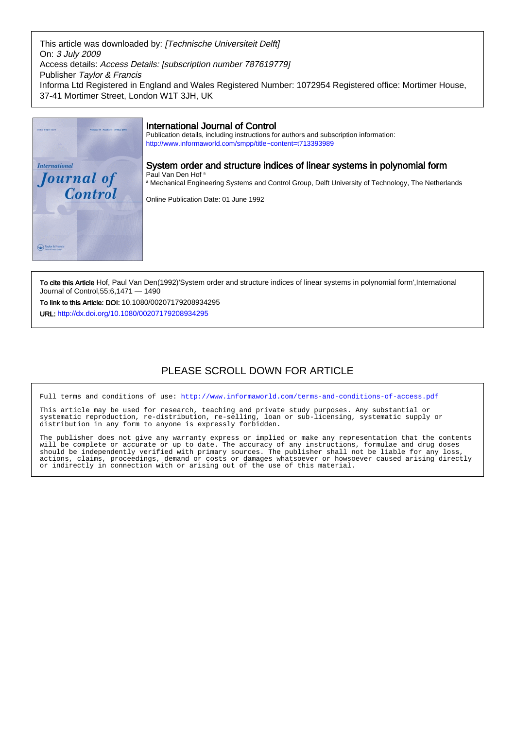This article was downloaded by: *[Technische Universiteit Delft]*
On: *3 July 2009*
Access details: *Access Details: [subscription number 787619779]*
Publisher *Taylor & Francis*
Informa Ltd Registered in England and Wales Registered Number: 1072954 Registered office: Mortimer House, 37-41 Mortimer Street, London W1T 3JH, UK

## International Journal of Control

Publication details, including instructions for authors and subscription information:
http://www.informaworld.com/smpp/title~content=t713393989

## System order and structure indices of linear systems in polynomial form

Paul Van Den Hof [a]

[a] Mechanical Engineering Systems and Control Group, Delft University of Technology, The Netherlands

Online Publication Date: 01 June 1992

**To cite this Article** Hof, Paul Van Den(1992)'System order and structure indices of linear systems in polynomial form',International Journal of Control,55:6,1471 — 1490

**To link to this Article: DOI:** 10.1080/00207179208934295

**URL:** http://dx.doi.org/10.1080/00207179208934295

PLEASE SCROLL DOWN FOR ARTICLE

Full terms and conditions of use: http://www.informaworld.com/terms-and-conditions-of-access.pdf

This article may be used for research, teaching and private study purposes. Any substantial or systematic reproduction, re-distribution, re-selling, loan or sub-licensing, systematic supply or distribution in any form to anyone is expressly forbidden.

The publisher does not give any warranty express or implied or make any representation that the contents will be complete or accurate or up to date. The accuracy of any instructions, formulae and drug doses should be independently verified with primary sources. The publisher shall not be liable for any loss, actions, claims, proceedings, demand or costs or damages whatsoever or howsoever caused arising directly or indirectly in connection with or arising out of the use of this material.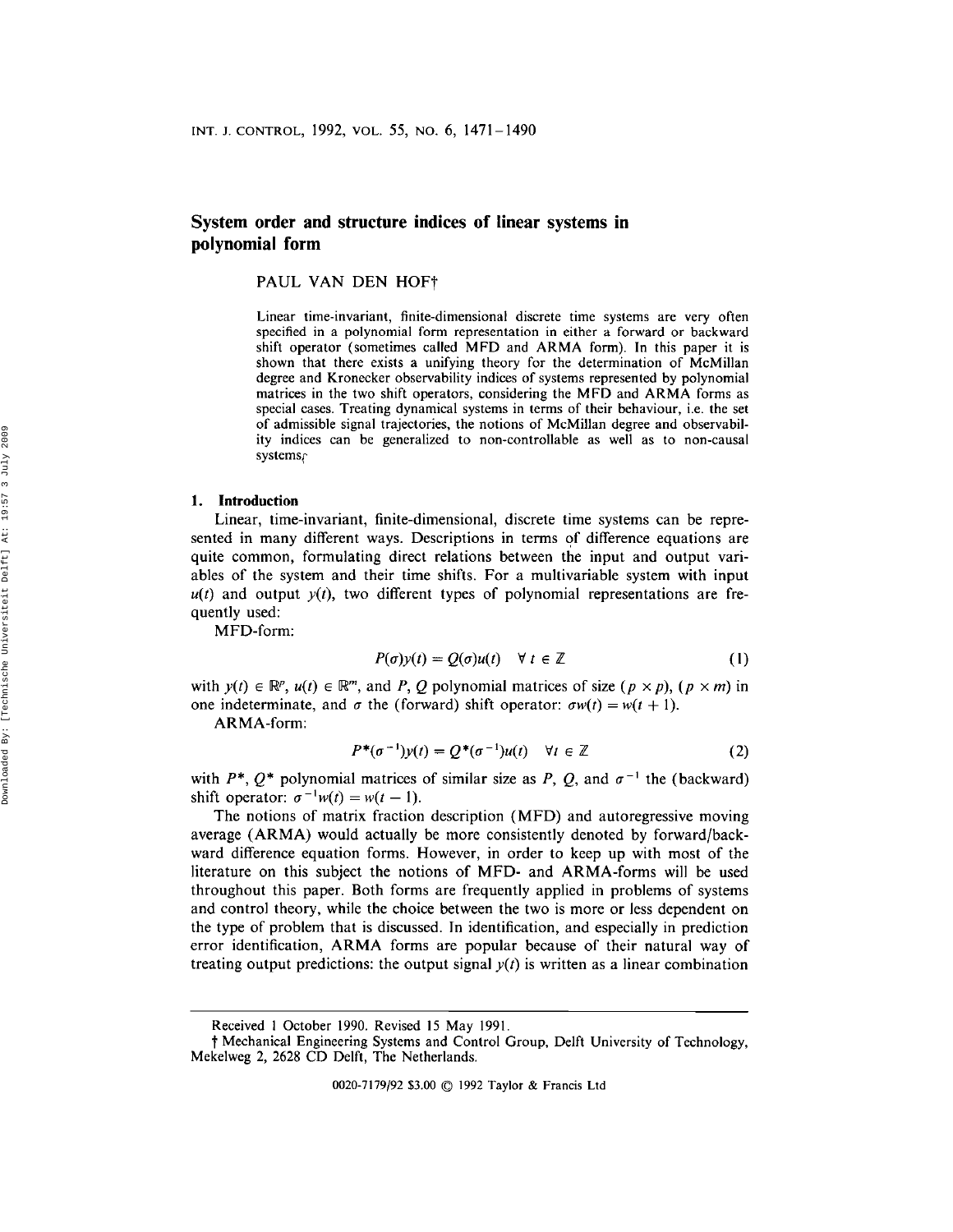# System order and structure indices of linear systems in polynomial form

PAUL VAN DEN HOF†

Linear time-invariant, finite-dimensional discrete time systems are very often specified in a polynomial form representation in either a forward or backward shift operator (sometimes called MFD and ARMA form). In this paper it is shown that there exists a unifying theory for the determination of McMillan degree and Kronecker observability indices of systems represented by polynomial matrices in the two shift operators, considering the MFD and ARMA forms as special cases. Treating dynamical systems in terms of their behaviour, i.e. the set of admissible signal trajectories, the notions of McMillan degree and observability indices can be generalized to non-controllable as well as to non-causal systems.

## 1. Introduction

Linear, time-invariant, finite-dimensional, discrete time systems can be represented in many different ways. Descriptions in terms of difference equations are quite common, formulating direct relations between the input and output variables of the system and their time shifts. For a multivariable system with input $u(t)$ and output $y(t)$, two different types of polynomial representations are frequently used:

MFD-form:

$$P(\sigma)y(t) = Q(\sigma)u(t) \quad \forall\, t \in \mathbb{Z} \tag{1}$$

with $y(t) \in \mathbb{R}^p$, $u(t) \in \mathbb{R}^m$, and $P$, $Q$ polynomial matrices of size $(p \times p)$, $(p \times m)$ in one indeterminate, and $\sigma$ the (forward) shift operator: $\sigma w(t) = w(t+1)$.

ARMA-form:

$$P^*(\sigma^{-1})y(t) = Q^*(\sigma^{-1})u(t) \quad \forall t \in \mathbb{Z} \tag{2}$$

with $P^*$, $Q^*$ polynomial matrices of similar size as $P$, $Q$, and $\sigma^{-1}$ the (backward) shift operator: $\sigma^{-1}w(t) = w(t-1)$.

The notions of matrix fraction description (MFD) and autoregressive moving average (ARMA) would actually be more consistently denoted by forward/backward difference equation forms. However, in order to keep up with most of the literature on this subject the notions of MFD- and ARMA-forms will be used throughout this paper. Both forms are frequently applied in problems of systems and control theory, while the choice between the two is more or less dependent on the type of problem that is discussed. In identification, and especially in prediction error identification, ARMA forms are popular because of their natural way of treating output predictions: the output signal $y(t)$ is written as a linear combination

---

Received 1 October 1990. Revised 15 May 1991.

† Mechanical Engineering Systems and Control Group, Delft University of Technology, Mekelweg 2, 2628 CD Delft, The Netherlands.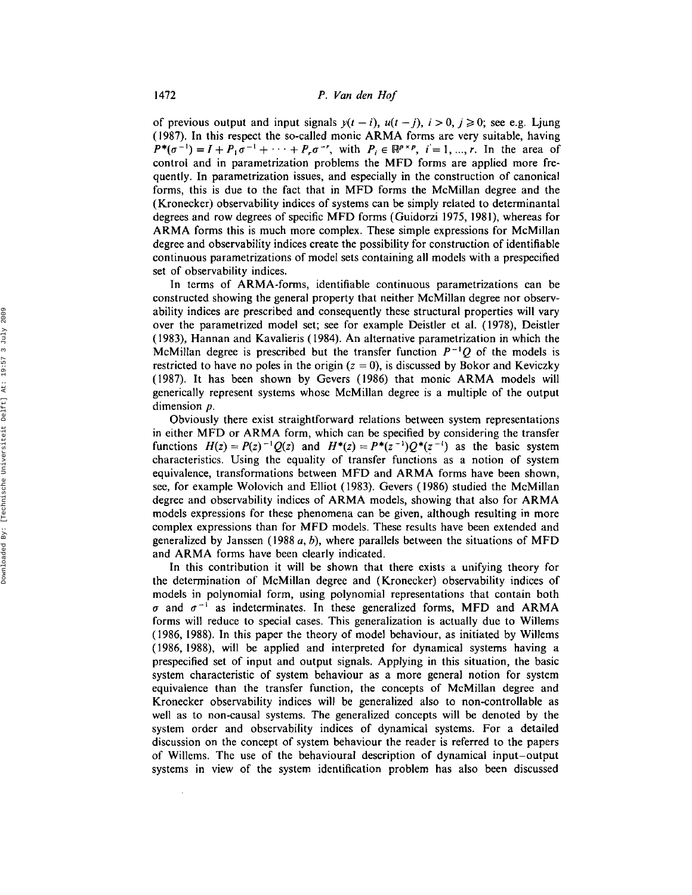of previous output and input signals $y(t-i)$, $u(t-j)$, $i > 0$, $j \geqslant 0$; see e.g. Ljung (1987). In this respect the so-called monic ARMA forms are very suitable, having $P^*(\sigma^{-1}) = I + P_1\sigma^{-1} + \cdots + P_r\sigma^{-r}$, with $P_i \in \mathbb{R}^{p \times p}$, $i = 1, \ldots, r$. In the area of control and in parametrization problems the MFD forms are applied more frequently. In parametrization issues, and especially in the construction of canonical forms, this is due to the fact that in MFD forms the McMillan degree and the (Kronecker) observability indices of systems can be simply related to determinantal degrees and row degrees of specific MFD forms (Guidorzi 1975, 1981), whereas for ARMA forms this is much more complex. These simple expressions for McMillan degree and observability indices create the possibility for construction of identifiable continuous parametrizations of model sets containing all models with a prespecified set of observability indices.

In terms of ARMA-forms, identifiable continuous parametrizations can be constructed showing the general property that neither McMillan degree nor observability indices are prescribed and consequently these structural properties will vary over the parametrized model set; see for example Deistler et al. (1978), Deistler (1983), Hannan and Kavalieris (1984). An alternative parametrization in which the McMillan degree is prescribed but the transfer function $P^{-1}Q$ of the models is restricted to have no poles in the origin ($z = 0$), is discussed by Bokor and Keviczky (1987). It has been shown by Gevers (1986) that monic ARMA models will generically represent systems whose McMillan degree is a multiple of the output dimension $p$.

Obviously there exist straightforward relations between system representations in either MFD or ARMA form, which can be specified by considering the transfer functions $H(z) = P(z)^{-1}Q(z)$ and $H^*(z) = P^*(z^{-1})Q^*(z^{-1})$ as the basic system characteristics. Using the equality of transfer functions as a notion of system equivalence, transformations between MFD and ARMA forms have been shown, see, for example Wolovich and Elliot (1983). Gevers (1986) studied the McMillan degree and observability indices of ARMA models, showing that also for ARMA models expressions for these phenomena can be given, although resulting in more complex expressions than for MFD models. These results have been extended and generalized by Janssen (1988 *a*, *b*), where parallels between the situations of MFD and ARMA forms have been clearly indicated.

In this contribution it will be shown that there exists a unifying theory for the determination of McMillan degree and (Kronecker) observability indices of models in polynomial form, using polynomial representations that contain both $\sigma$ and $\sigma^{-1}$ as indeterminates. In these generalized forms, MFD and ARMA forms will reduce to special cases. This generalization is actually due to Willems (1986, 1988). In this paper the theory of model behaviour, as initiated by Willems (1986, 1988), will be applied and interpreted for dynamical systems having a prespecified set of input and output signals. Applying in this situation, the basic system characteristic of system behaviour as a more general notion for system equivalence than the transfer function, the concepts of McMillan degree and Kronecker observability indices will be generalized also to non-controllable as well as to non-causal systems. The generalized concepts will be denoted by the system order and observability indices of dynamical systems. For a detailed discussion on the concept of system behaviour the reader is referred to the papers of Willems. The use of the behavioural description of dynamical input–output systems in view of the system identification problem has also been discussed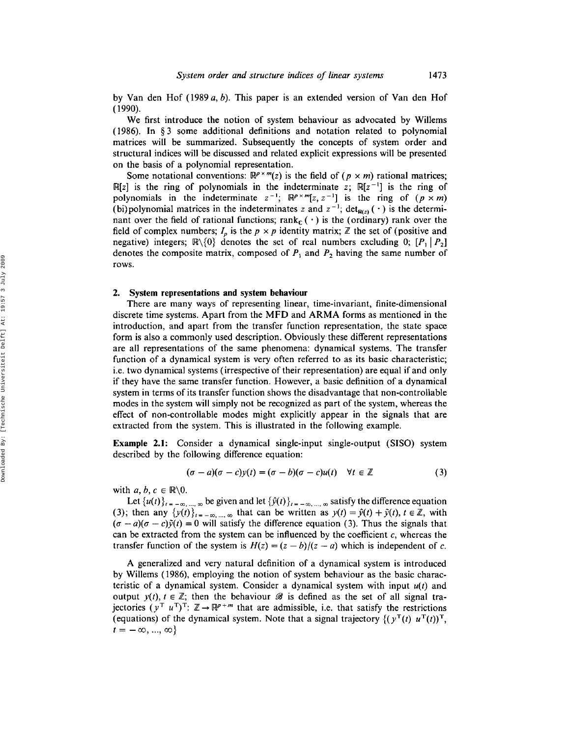by Van den Hof (1989 *a*, *b*). This paper is an extended version of Van den Hof (1990).

We first introduce the notion of system behaviour as advocated by Willems (1986). In § 3 some additional definitions and notation related to polynomial matrices will be summarized. Subsequently the concepts of system order and structural indices will be discussed and related explicit expressions will be presented on the basis of a polynomial representation.

Some notational conventions: $\mathbb{R}^{p \times m}(z)$ is the field of $(p \times m)$ rational matrices; $\mathbb{R}[z]$ is the ring of polynomials in the indeterminate $z$; $\mathbb{R}[z^{-1}]$ is the ring of polynomials in the indeterminate $z^{-1}$; $\mathbb{R}^{p \times m}[z, z^{-1}]$ is the ring of $(p \times m)$ (bi)polynomial matrices in the indeterminates $z$ and $z^{-1}$; $\det_{\mathbb{R}(z)}(\cdot)$ is the determinant over the field of rational functions; $\text{rank}_{\mathbb{C}}(\cdot)$ is the (ordinary) rank over the field of complex numbers; $I_p$ is the $p \times p$ identity matrix; $\mathbb{Z}$ the set of (positive and negative) integers; $\mathbb{R}\backslash\{0\}$ denotes the set of real numbers excluding 0; $[P_1 \mid P_2]$ denotes the composite matrix, composed of $P_1$ and $P_2$ having the same number of rows.

## 2. System representations and system behaviour

There are many ways of representing linear, time-invariant, finite-dimensional discrete time systems. Apart from the MFD and ARMA forms as mentioned in the introduction, and apart from the transfer function representation, the state space form is also a commonly used description. Obviously these different representations are all representations of the same phenomena: dynamical systems. The transfer function of a dynamical system is very often referred to as its basic characteristic; i.e. two dynamical systems (irrespective of their representation) are equal if and only if they have the same transfer function. However, a basic definition of a dynamical system in terms of its transfer function shows the disadvantage that non-controllable modes in the system will simply not be recognized as part of the system, whereas the effect of non-controllable modes might explicitly appear in the signals that are extracted from the system. This is illustrated in the following example.

**Example 2.1:** Consider a dynamical single-input single-output (SISO) system described by the following difference equation:

$$(\sigma - a)(\sigma - c)y(t) = (\sigma - b)(\sigma - c)u(t) \quad \forall t \in \mathbb{Z} \tag{3}$$

with $a, b, c \in \mathbb{R}\backslash 0$.

Let $\{u(t)\}_{t=-\infty,\ldots,\infty}$ be given and let $\{\hat{y}(t)\}_{t=-\infty,\ldots,\infty}$ satisfy the difference equation (3); then any $\{y(t)\}_{t=-\infty,\ldots,\infty}$ that can be written as $y(t) = \hat{y}(t) + \tilde{y}(t)$, $t \in \mathbb{Z}$, with $(\sigma - a)(\sigma - c)\tilde{y}(t) = 0$ will satisfy the difference equation (3). Thus the signals that can be extracted from the system can be influenced by the coefficient $c$, whereas the transfer function of the system is $H(z) = (z - b)/(z - a)$ which is independent of $c$.

A generalized and very natural definition of a dynamical system is introduced by Willems (1986), employing the notion of system behaviour as the basic characteristic of a dynamical system. Consider a dynamical system with input $u(t)$ and output $y(t)$, $t \in \mathbb{Z}$; then the behaviour $\mathscr{B}$ is defined as the set of all signal trajectories $(y^{\mathrm{T}}\ u^{\mathrm{T}})^{\mathrm{T}}$: $\mathbb{Z} \rightarrow \mathbb{R}^{p+m}$ that are admissible, i.e. that satisfy the restrictions (equations) of the dynamical system. Note that a signal trajectory $\{(y^{\mathrm{T}}(t)\ u^{\mathrm{T}}(t))^{\mathrm{T}},$ $t = -\infty, \ldots, \infty\}$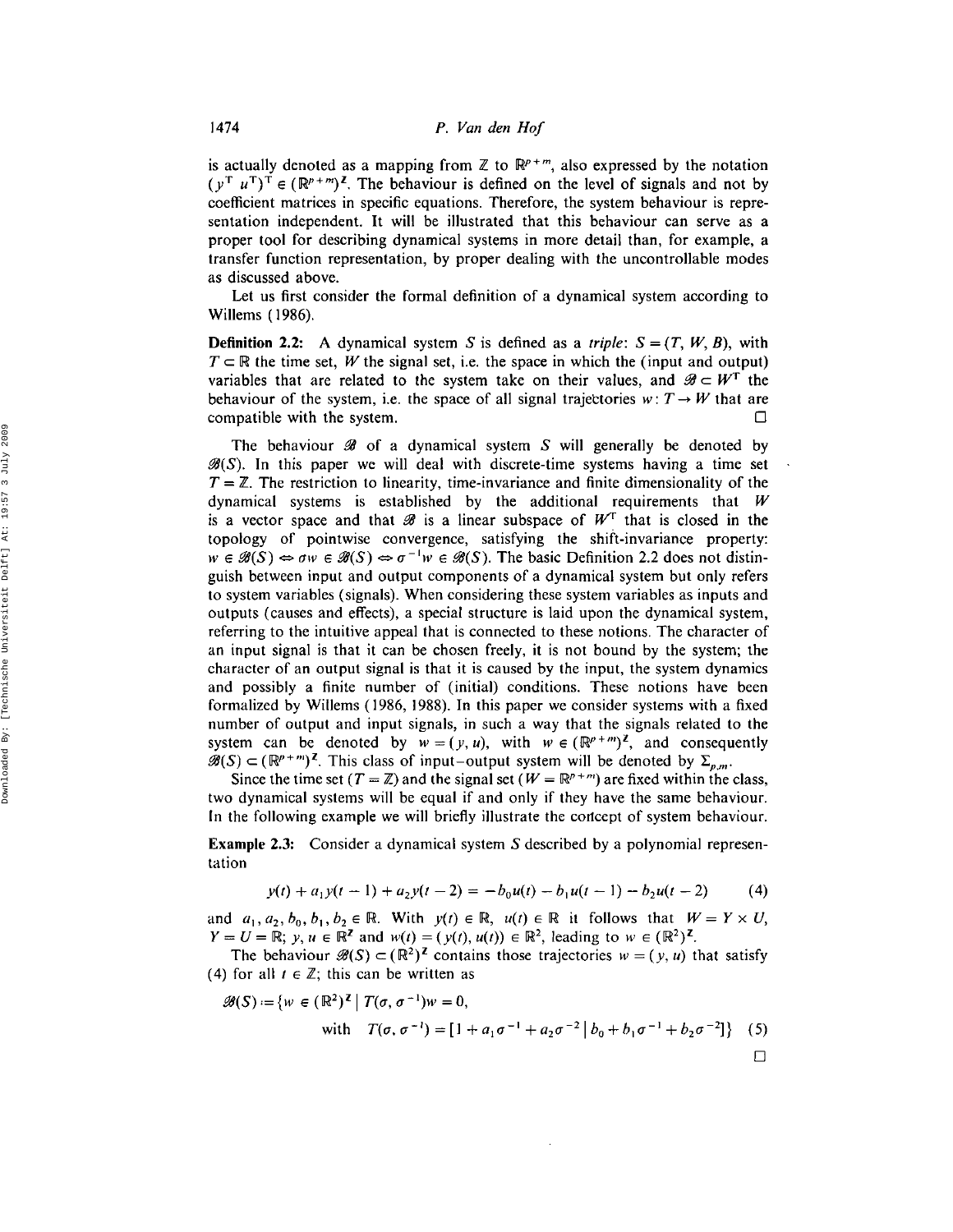is actually denoted as a mapping from $\mathbb{Z}$ to $\mathbb{R}^{p+m}$, also expressed by the notation $(y^{\mathrm{T}}\ u^{\mathrm{T}})^{\mathrm{T}} \in (\mathbb{R}^{p+m})^{\mathbb{Z}}$. The behaviour is defined on the level of signals and not by coefficient matrices in specific equations. Therefore, the system behaviour is representation independent. It will be illustrated that this behaviour can serve as a proper tool for describing dynamical systems in more detail than, for example, a transfer function representation, by proper dealing with the uncontrollable modes as discussed above.

Let us first consider the formal definition of a dynamical system according to Willems (1986).

**Definition 2.2:** A dynamical system $S$ is defined as a *triple*: $S = (T, W, B)$, with $T \subset \mathbb{R}$ the time set, $W$ the signal set, i.e. the space in which the (input and output) variables that are related to the system take on their values, and $\mathscr{B} \subset W^T$ the behaviour of the system, i.e. the space of all signal trajectories $w: T \to W$ that are compatible with the system. □

The behaviour $\mathscr{B}$ of a dynamical system $S$ will generally be denoted by $\mathscr{B}(S)$. In this paper we will deal with discrete-time systems having a time set $T = \mathbb{Z}$. The restriction to linearity, time-invariance and finite dimensionality of the dynamical systems is established by the additional requirements that $W$ is a vector space and that $\mathscr{B}$ is a linear subspace of $W^T$ that is closed in the topology of pointwise convergence, satisfying the shift-invariance property: $w \in \mathscr{B}(S) \Leftrightarrow \sigma w \in \mathscr{B}(S) \Leftrightarrow \sigma^{-1} w \in \mathscr{B}(S)$. The basic Definition 2.2 does not distinguish between input and output components of a dynamical system but only refers to system variables (signals). When considering these system variables as inputs and outputs (causes and effects), a special structure is laid upon the dynamical system, referring to the intuitive appeal that is connected to these notions. The character of an input signal is that it can be chosen freely, it is not bound by the system; the character of an output signal is that it is caused by the input, the system dynamics and possibly a finite number of (initial) conditions. These notions have been formalized by Willems (1986, 1988). In this paper we consider systems with a fixed number of output and input signals, in such a way that the signals related to the system can be denoted by $w = (y, u)$, with $w \in (\mathbb{R}^{p+m})^{\mathbb{Z}}$, and consequently $\mathscr{B}(S) \subset (\mathbb{R}^{p+m})^{\mathbb{Z}}$. This class of input–output system will be denoted by $\Sigma_{p,m}$.

Since the time set ($T = \mathbb{Z}$) and the signal set ($W = \mathbb{R}^{p+m}$) are fixed within the class, two dynamical systems will be equal if and only if they have the same behaviour. In the following example we will briefly illustrate the concept of system behaviour.

**Example 2.3:** Consider a dynamical system $S$ described by a polynomial representation

$$y(t) + a_1 y(t-1) + a_2 y(t-2) = -b_0 u(t) - b_1 u(t-1) - b_2 u(t-2) \tag{4}$$

and $a_1, a_2, b_0, b_1, b_2 \in \mathbb{R}$. With $y(t) \in \mathbb{R}$, $u(t) \in \mathbb{R}$ it follows that $W = Y \times U$, $Y = U = \mathbb{R}$; $y, u \in \mathbb{R}^{\mathbb{Z}}$ and $w(t) = (y(t), u(t)) \in \mathbb{R}^2$, leading to $w \in (\mathbb{R}^2)^{\mathbb{Z}}$.

The behaviour $\mathscr{B}(S) \subset (\mathbb{R}^2)^{\mathbb{Z}}$ contains those trajectories $w = (y, u)$ that satisfy (4) for all $t \in \mathbb{Z}$; this can be written as

$$\mathscr{B}(S) := \{w \in (\mathbb{R}^2)^{\mathbb{Z}} \mid T(\sigma, \sigma^{-1}) w = 0,$$
$$\text{with} \quad T(\sigma, \sigma^{-1}) = [1 + a_1\sigma^{-1} + a_2\sigma^{-2} \mid b_0 + b_1\sigma^{-1} + b_2\sigma^{-2}]\} \tag{5}$$

□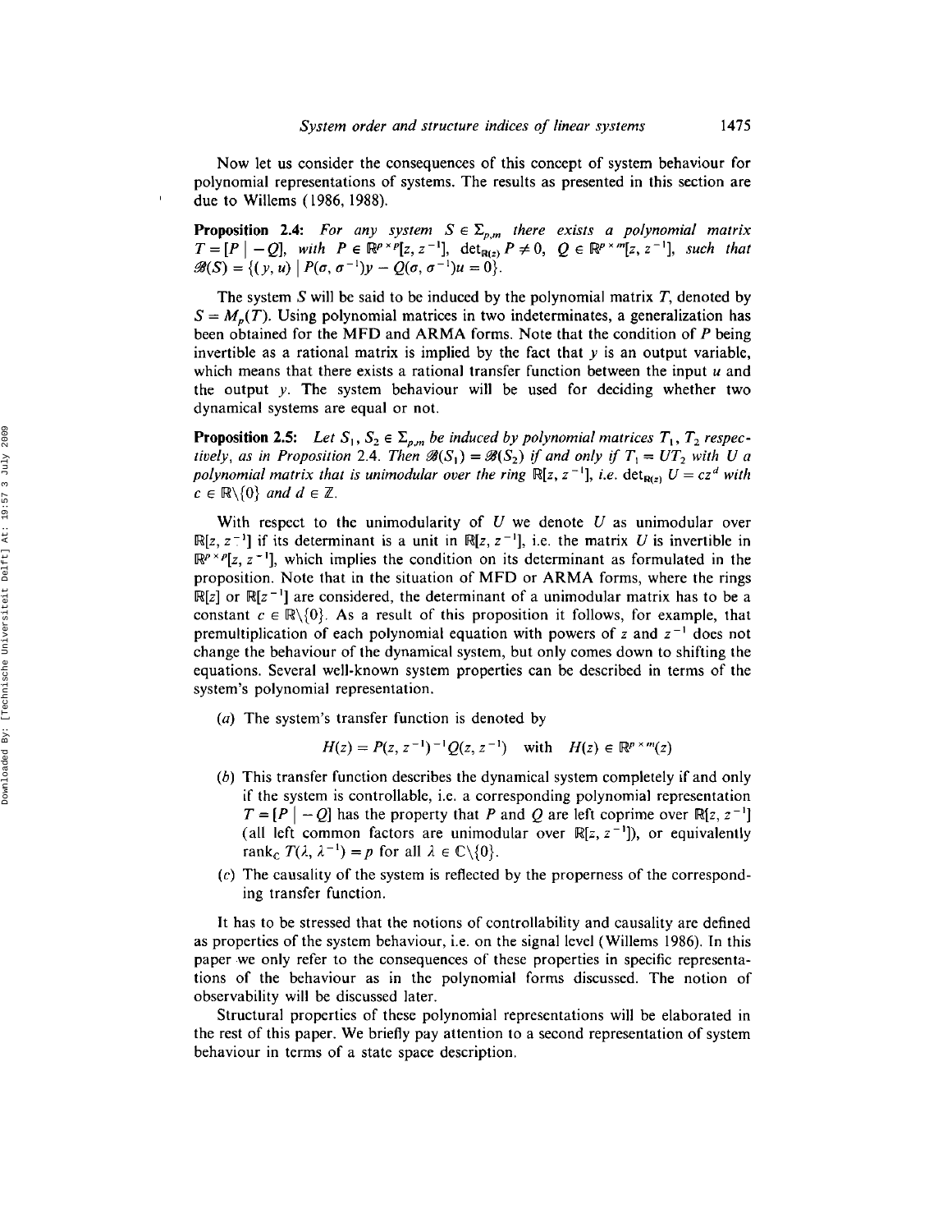Now let us consider the consequences of this concept of system behaviour for polynomial representations of systems. The results as presented in this section are due to Willems (1986, 1988).

**Proposition 2.4:** *For any system $S \in \Sigma_{p,m}$ there exists a polynomial matrix $T = [P \mid -Q]$, with $P \in \mathbb{R}^{p \times p}[z, z^{-1}]$, $\det_{\mathbb{R}(z)} P \neq 0$, $Q \in \mathbb{R}^{p \times m}[z, z^{-1}]$, such that $\mathscr{B}(S) = \{(y, u) \mid P(\sigma, \sigma^{-1})y - Q(\sigma, \sigma^{-1})u = 0\}$.*

The system $S$ will be said to be induced by the polynomial matrix $T$, denoted by $S = M_p(T)$. Using polynomial matrices in two indeterminates, a generalization has been obtained for the MFD and ARMA forms. Note that the condition of $P$ being invertible as a rational matrix is implied by the fact that $y$ is an output variable, which means that there exists a rational transfer function between the input $u$ and the output $y$. The system behaviour will be used for deciding whether two dynamical systems are equal or not.

**Proposition 2.5:** *Let $S_1, S_2 \in \Sigma_{p,m}$ be induced by polynomial matrices $T_1, T_2$ respectively, as in Proposition 2.4. Then $\mathscr{B}(S_1) = \mathscr{B}(S_2)$ if and only if $T_1 = UT_2$ with $U$ a polynomial matrix that is unimodular over the ring $\mathbb{R}[z, z^{-1}]$, i.e. $\det_{\mathbb{R}(z)} U = cz^d$ with $c \in \mathbb{R}\backslash\{0\}$ and $d \in \mathbb{Z}$.*

With respect to the unimodularity of $U$ we denote $U$ as unimodular over $\mathbb{R}[z, z^{-1}]$ if its determinant is a unit in $\mathbb{R}[z, z^{-1}]$, i.e. the matrix $U$ is invertible in $\mathbb{R}^{p \times p}[z, z^{-1}]$, which implies the condition on its determinant as formulated in the proposition. Note that in the situation of MFD or ARMA forms, where the rings $\mathbb{R}[z]$ or $\mathbb{R}[z^{-1}]$ are considered, the determinant of a unimodular matrix has to be a constant $c \in \mathbb{R}\backslash\{0\}$. As a result of this proposition it follows, for example, that premultiplication of each polynomial equation with powers of $z$ and $z^{-1}$ does not change the behaviour of the dynamical system, but only comes down to shifting the equations. Several well-known system properties can be described in terms of the system's polynomial representation.

(*a*) The system's transfer function is denoted by

$$H(z) = P(z, z^{-1})^{-1}Q(z, z^{-1}) \quad \text{with} \quad H(z) \in \mathbb{R}^{p \times m}(z)$$

(*b*) This transfer function describes the dynamical system completely if and only if the system is controllable, i.e. a corresponding polynomial representation $T = [P \mid -Q]$ has the property that $P$ and $Q$ are left coprime over $\mathbb{R}[z, z^{-1}]$ (all left common factors are unimodular over $\mathbb{R}[z, z^{-1}]$), or equivalently $\text{rank}_{\mathbb{C}}\, T(\lambda, \lambda^{-1}) = p$ for all $\lambda \in \mathbb{C}\backslash\{0\}$.

(*c*) The causality of the system is reflected by the properness of the corresponding transfer function.

It has to be stressed that the notions of controllability and causality are defined as properties of the system behaviour, i.e. on the signal level (Willems 1986). In this paper we only refer to the consequences of these properties in specific representations of the behaviour as in the polynomial forms discussed. The notion of observability will be discussed later.

Structural properties of these polynomial representations will be elaborated in the rest of this paper. We briefly pay attention to a second representation of system behaviour in terms of a state space description.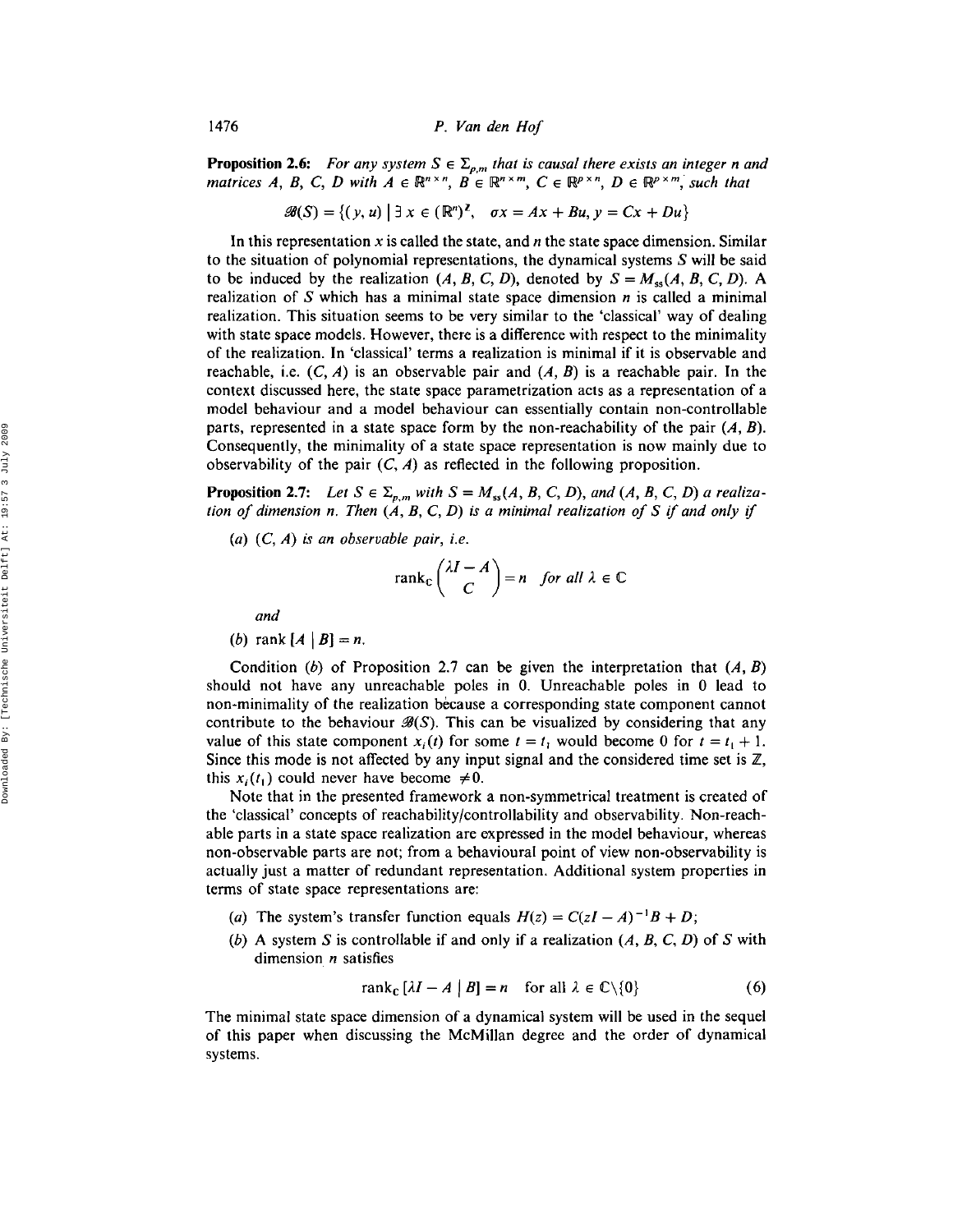**Proposition 2.6:** *For any system $S \in \Sigma_{p,m}$ that is causal there exists an integer $n$ and matrices $A$, $B$, $C$, $D$ with $A \in \mathbb{R}^{n \times n}$, $B \in \mathbb{R}^{n \times m}$, $C \in \mathbb{R}^{p \times n}$, $D \in \mathbb{R}^{p \times m}$, such that*

$$\mathscr{B}(S) = \{(y, u) \mid \exists\, x \in (\mathbb{R}^n)^{\mathbb{Z}}, \quad \sigma x = Ax + Bu, y = Cx + Du\}$$

In this representation $x$ is called the state, and $n$ the state space dimension. Similar to the situation of polynomial representations, the dynamical systems $S$ will be said to be induced by the realization $(A, B, C, D)$, denoted by $S = M_{ss}(A, B, C, D)$. A realization of $S$ which has a minimal state space dimension $n$ is called a minimal realization. This situation seems to be very similar to the 'classical' way of dealing with state space models. However, there is a difference with respect to the minimality of the realization. In 'classical' terms a realization is minimal if it is observable and reachable, i.e. $(C, A)$ is an observable pair and $(A, B)$ is a reachable pair. In the context discussed here, the state space parametrization acts as a representation of a model behaviour and a model behaviour can essentially contain non-controllable parts, represented in a state space form by the non-reachability of the pair $(A, B)$. Consequently, the minimality of a state space representation is now mainly due to observability of the pair $(C, A)$ as reflected in the following proposition.

**Proposition 2.7:** *Let $S \in \Sigma_{p,m}$ with $S = M_{ss}(A, B, C, D)$, and $(A, B, C, D)$ a realization of dimension $n$. Then $(A, B, C, D)$ is a minimal realization of $S$ if and only if*

(*a*) *$(C, A)$ is an observable pair, i.e.*

$$\operatorname{rank}_{\mathbb{C}} \begin{pmatrix} \lambda I - A \\ C \end{pmatrix} = n \quad \textit{for all } \lambda \in \mathbb{C}$$

*and*

(*b*) $\operatorname{rank}\,[A \mid B] = n$.

Condition (*b*) of Proposition 2.7 can be given the interpretation that $(A, B)$ should not have any unreachable poles in 0. Unreachable poles in 0 lead to non-minimality of the realization because a corresponding state component cannot contribute to the behaviour $\mathscr{B}(S)$. This can be visualized by considering that any value of this state component $x_i(t)$ for some $t = t_1$ would become 0 for $t = t_1 + 1$. Since this mode is not affected by any input signal and the considered time set is $\mathbb{Z}$, this $x_i(t_1)$ could never have become $\neq 0$.

Note that in the presented framework a non-symmetrical treatment is created of the 'classical' concepts of reachability/controllability and observability. Non-reachable parts in a state space realization are expressed in the model behaviour, whereas non-observable parts are not; from a behavioural point of view non-observability is actually just a matter of redundant representation. Additional system properties in terms of state space representations are:

(*a*) The system's transfer function equals $H(z) = C(zI - A)^{-1}B + D$;

(*b*) A system $S$ is controllable if and only if a realization $(A, B, C, D)$ of $S$ with dimension $n$ satisfies

$$\operatorname{rank}_{\mathbb{C}}\,[\lambda I - A \mid B] = n \quad \text{for all } \lambda \in \mathbb{C}\backslash\{0\} \tag{6}$$

The minimal state space dimension of a dynamical system will be used in the sequel of this paper when discussing the McMillan degree and the order of dynamical systems.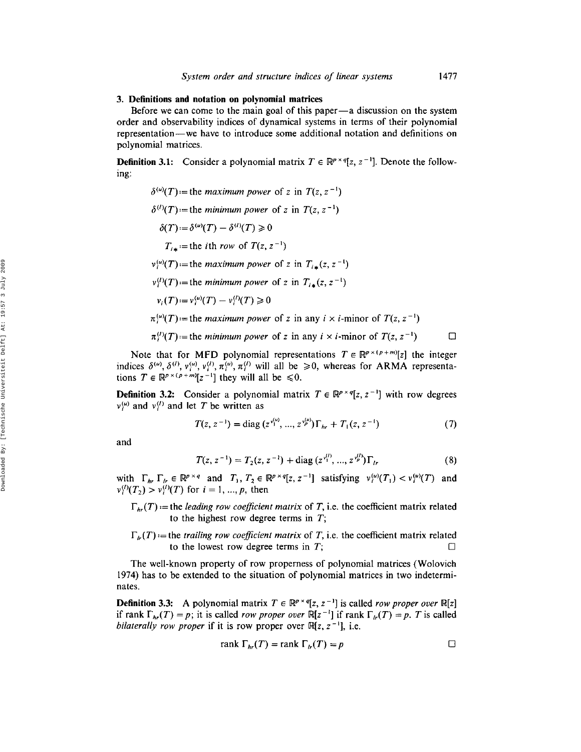## 3. Definitions and notation on polynomial matrices

Before we can come to the main goal of this paper—a discussion on the system order and observability indices of dynamical systems in terms of their polynomial representation—we have to introduce some additional notation and definitions on polynomial matrices.

**Definition 3.1:** Consider a polynomial matrix $T \in \mathbb{R}^{p \times q}[z, z^{-1}]$. Denote the following:

$$\delta^{(u)}(T) := \text{the } \textit{maximum power} \text{ of } z \text{ in } T(z, z^{-1})$$

$$\delta^{(l)}(T) := \text{the } \textit{minimum power} \text{ of } z \text{ in } T(z, z^{-1})$$

$$\delta(T) := \delta^{(u)}(T) - \delta^{(l)}(T) \geqslant 0$$

$$T_{i*} := \text{the } i\text{th } \textit{row} \text{ of } T(z, z^{-1})$$

$$\nu_i^{(u)}(T) := \text{the } \textit{maximum power} \text{ of } z \text{ in } T_{i*}(z, z^{-1})$$

$$\nu_i^{(l)}(T) := \text{the } \textit{minimum power} \text{ of } z \text{ in } T_{i*}(z, z^{-1})$$

$$\nu_i(T) := \nu_i^{(u)}(T) - \nu_i^{(l)}(T) \geqslant 0$$

$$\pi_i^{(u)}(T) := \text{the } \textit{maximum power} \text{ of } z \text{ in any } i \times i\text{-minor of } T(z, z^{-1})$$

$$\pi_i^{(l)}(T) := \text{the } \textit{minimum power} \text{ of } z \text{ in any } i \times i\text{-minor of } T(z, z^{-1})$$ □

Note that for MFD polynomial representations $T \in \mathbb{R}^{p \times (p+m)}[z]$ the integer indices $\delta^{(u)}, \delta^{(l)}, \nu_i^{(u)}, \nu_i^{(l)}, \pi_i^{(u)}, \pi_i^{(l)}$ will all be $\geqslant 0$, whereas for ARMA representations $T \in \mathbb{R}^{p \times (p+m)}[z^{-1}]$ they will all be $\leqslant 0$.

**Definition 3.2:** Consider a polynomial matrix $T \in \mathbb{R}^{p \times q}[z, z^{-1}]$ with row degrees $\nu_i^{(u)}$ and $\nu_i^{(l)}$ and let $T$ be written as

$$T(z, z^{-1}) = \operatorname{diag}(z^{\nu_1^{(u)}}, \ldots, z^{\nu_p^{(u)}})\Gamma_{hr} + T_1(z, z^{-1}) \tag{7}$$

and

$$T(z, z^{-1}) = T_2(z, z^{-1}) + \operatorname{diag}(z^{\nu_1^{(l)}}, \ldots, z^{\nu_p^{(l)}})\Gamma_{lr} \tag{8}$$

with $\Gamma_{hr}, \Gamma_{lr} \in \mathbb{R}^{p \times q}$ and $T_1, T_2 \in \mathbb{R}^{p \times q}[z, z^{-1}]$ satisfying $\nu_i^{(u)}(T_1) < \nu_i^{(u)}(T)$ and $\nu_i^{(l)}(T_2) > \nu_i^{(l)}(T)$ for $i = 1, \ldots, p$, then

$\Gamma_{hr}(T) :=$ the *leading row coefficient matrix* of $T$, i.e. the coefficient matrix related to the highest row degree terms in $T$;

$\Gamma_{lr}(T) :=$ the *trailing row coefficient matrix* of $T$, i.e. the coefficient matrix related to the lowest row degree terms in $T$; □

The well-known property of row properness of polynomial matrices (Wolovich 1974) has to be extended to the situation of polynomial matrices in two indeterminates.

**Definition 3.3:** A polynomial matrix $T \in \mathbb{R}^{p \times q}[z, z^{-1}]$ is called *row proper over* $\mathbb{R}[z]$ if rank $\Gamma_{hr}(T) = p$; it is called *row proper over* $\mathbb{R}[z^{-1}]$ if rank $\Gamma_{lr}(T) = p$. $T$ is called *bilaterally row proper* if it is row proper over $\mathbb{R}[z, z^{-1}]$, i.e.

$$\operatorname{rank} \Gamma_{hr}(T) = \operatorname{rank} \Gamma_{lr}(T) = p$$ □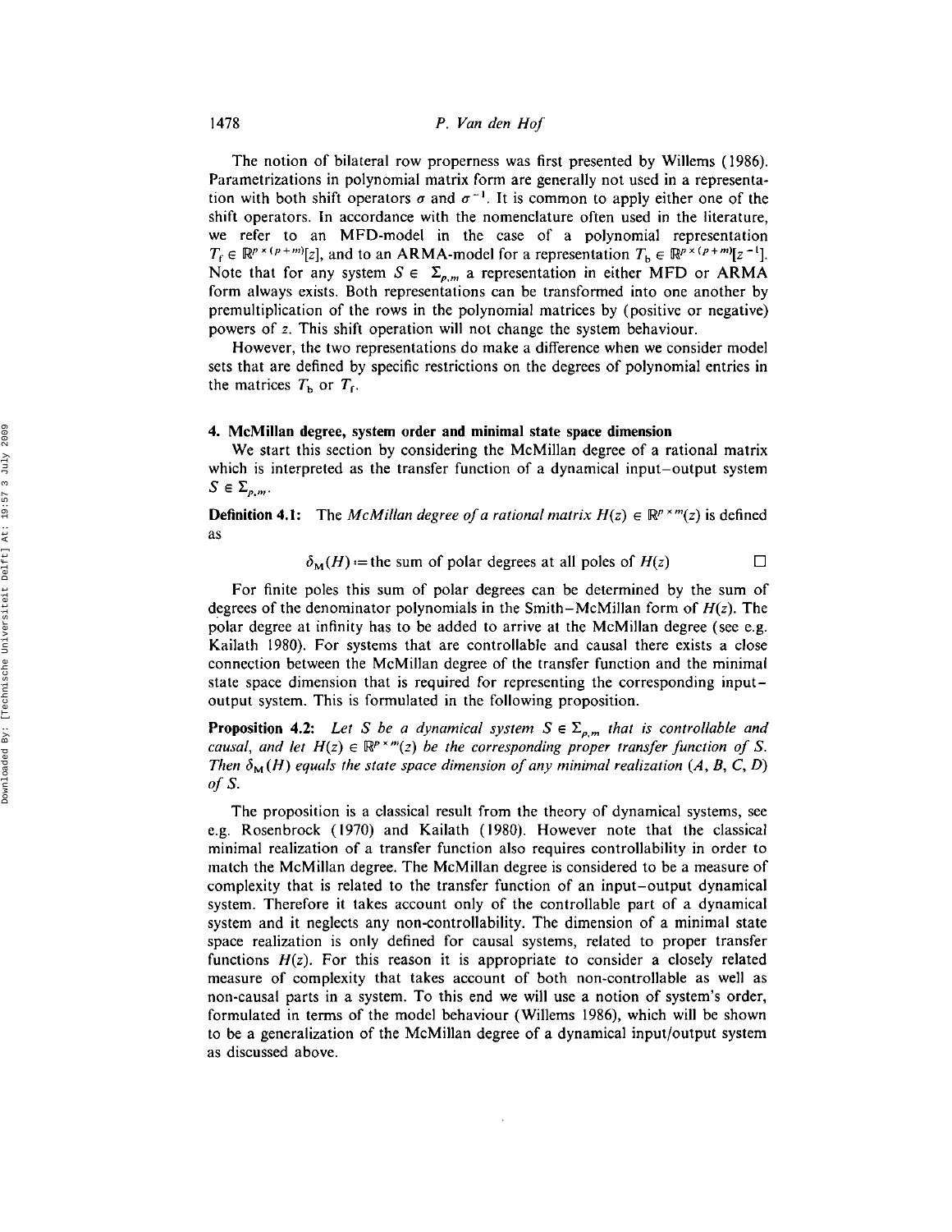The notion of bilateral row properness was first presented by Willems (1986). Parametrizations in polynomial matrix form are generally not used in a representation with both shift operators $\sigma$ and $\sigma^{-1}$. It is common to apply either one of the shift operators. In accordance with the nomenclature often used in the literature, we refer to an MFD-model in the case of a polynomial representation $T_f \in \mathbb{R}^{p \times (p+m)}[z]$, and to an ARMA-model for a representation $T_b \in \mathbb{R}^{p \times (p+m)}[z^{-1}]$. Note that for any system $S \in \Sigma_{p,m}$ a representation in either MFD or ARMA form always exists. Both representations can be transformed into one another by premultiplication of the rows in the polynomial matrices by (positive or negative) powers of $z$. This shift operation will not change the system behaviour.

However, the two representations do make a difference when we consider model sets that are defined by specific restrictions on the degrees of polynomial entries in the matrices $T_b$ or $T_f$.

## 4. McMillan degree, system order and minimal state space dimension

We start this section by considering the McMillan degree of a rational matrix which is interpreted as the transfer function of a dynamical input–output system $S \in \Sigma_{p,m}$.

**Definition 4.1:** The *McMillan degree of a rational matrix* $H(z) \in \mathbb{R}^{p \times m}(z)$ is defined as

$$\delta_M(H) := \text{the sum of polar degrees at all poles of } H(z) \qquad \square$$

For finite poles this sum of polar degrees can be determined by the sum of degrees of the denominator polynomials in the Smith–McMillan form of $H(z)$. The polar degree at infinity has to be added to arrive at the McMillan degree (see e.g. Kailath 1980). For systems that are controllable and causal there exists a close connection between the McMillan degree of the transfer function and the minimal state space dimension that is required for representing the corresponding input–output system. This is formulated in the following proposition.

**Proposition 4.2:** *Let $S$ be a dynamical system $S \in \Sigma_{p,m}$ that is controllable and causal, and let $H(z) \in \mathbb{R}^{p \times m}(z)$ be the corresponding proper transfer function of $S$. Then $\delta_M(H)$ equals the state space dimension of any minimal realization $(A, B, C, D)$ of $S$.*

The proposition is a classical result from the theory of dynamical systems, see e.g. Rosenbrock (1970) and Kailath (1980). However note that the classical minimal realization of a transfer function also requires controllability in order to match the McMillan degree. The McMillan degree is considered to be a measure of complexity that is related to the transfer function of an input–output dynamical system. Therefore it takes account only of the controllable part of a dynamical system and it neglects any non-controllability. The dimension of a minimal state space realization is only defined for causal systems, related to proper transfer functions $H(z)$. For this reason it is appropriate to consider a closely related measure of complexity that takes account of both non-controllable as well as non-causal parts in a system. To this end we will use a notion of system's order, formulated in terms of the model behaviour (Willems 1986), which will be shown to be a generalization of the McMillan degree of a dynamical input/output system as discussed above.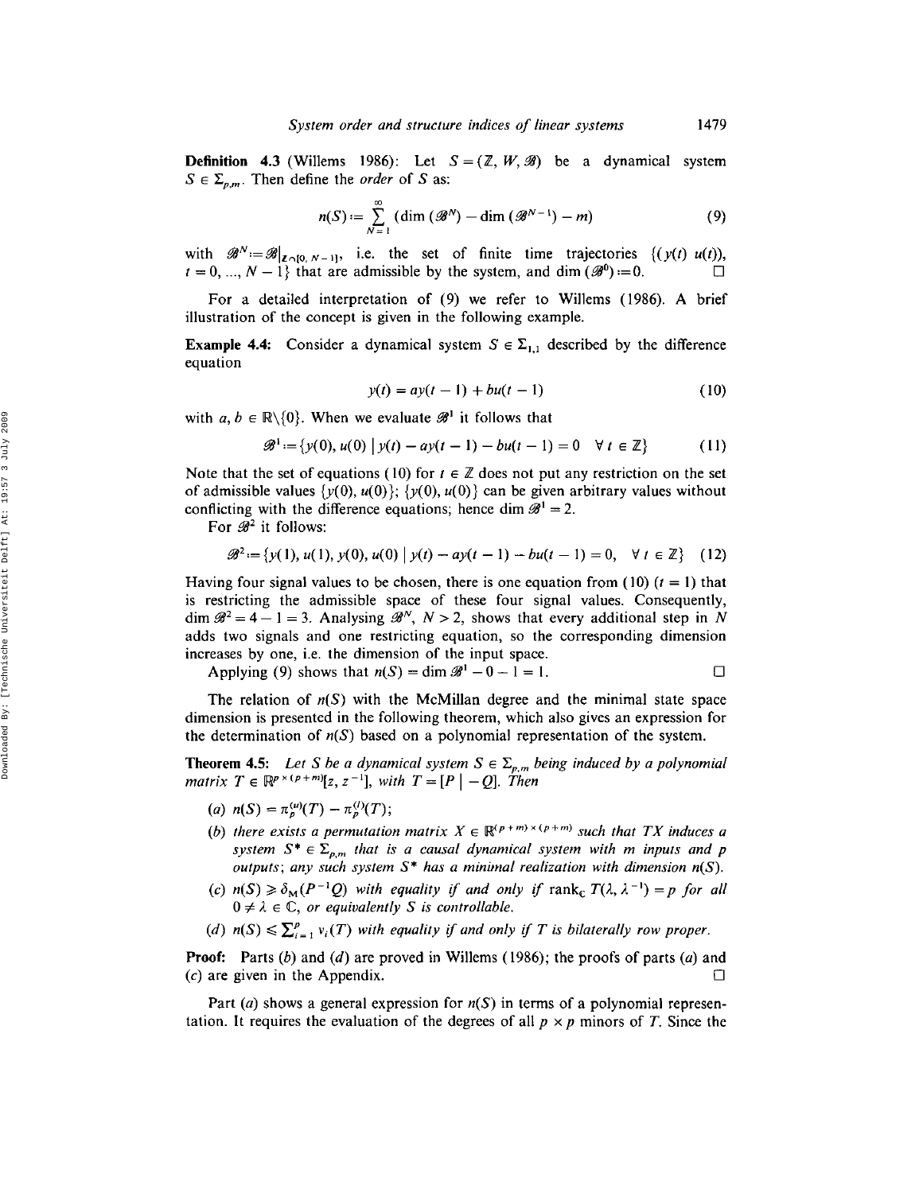**Definition 4.3** (Willems 1986): Let $S = (\mathbb{Z}, W, \mathscr{B})$ be a dynamical system $S \in \Sigma_{p,m}$. Then define the *order* of $S$ as:

$$n(S) := \sum_{N=1}^{\infty} (\dim(\mathscr{B}^N) - \dim(\mathscr{B}^{N-1}) - m) \tag{9}$$

with $\mathscr{B}^N := \mathscr{B}|_{\mathbb{Z} \cap [0, N-1]}$, i.e. the set of finite time trajectories $\{(y(t)\ u(t)),$ $t = 0, \ldots, N-1\}$ that are admissible by the system, and $\dim(\mathscr{B}^0) := 0$. □

For a detailed interpretation of (9) we refer to Willems (1986). A brief illustration of the concept is given in the following example.

**Example 4.4:** Consider a dynamical system $S \in \Sigma_{1,1}$ described by the difference equation

$$y(t) = ay(t-1) + bu(t-1) \tag{10}$$

with $a, b \in \mathbb{R}\backslash\{0\}$. When we evaluate $\mathscr{B}^1$ it follows that

$$\mathscr{B}^1 := \{y(0), u(0) \mid y(t) - ay(t-1) - bu(t-1) = 0 \quad \forall\, t \in \mathbb{Z}\} \tag{11}$$

Note that the set of equations (10) for $t \in \mathbb{Z}$ does not put any restriction on the set of admissible values $\{y(0), u(0)\}$; $\{y(0), u(0)\}$ can be given arbitrary values without conflicting with the difference equations; hence $\dim \mathscr{B}^1 = 2$.

For $\mathscr{B}^2$ it follows:

$$\mathscr{B}^2 := \{y(1), u(1), y(0), u(0) \mid y(t) - ay(t-1) - bu(t-1) = 0, \quad \forall\, t \in \mathbb{Z}\} \tag{12}$$

Having four signal values to be chosen, there is one equation from (10) ($t = 1$) that is restricting the admissible space of these four signal values. Consequently, $\dim \mathscr{B}^2 = 4 - 1 = 3$. Analysing $\mathscr{B}^N$, $N > 2$, shows that every additional step in $N$ adds two signals and one restricting equation, so the corresponding dimension increases by one, i.e. the dimension of the input space.

Applying (9) shows that $n(S) = \dim \mathscr{B}^1 - 0 - 1 = 1$. □

The relation of $n(S)$ with the McMillan degree and the minimal state space dimension is presented in the following theorem, which also gives an expression for the determination of $n(S)$ based on a polynomial representation of the system.

**Theorem 4.5:** *Let $S$ be a dynamical system $S \in \Sigma_{p,m}$ being induced by a polynomial matrix $T \in \mathbb{R}^{p \times (p+m)}[z, z^{-1}]$, with $T = [P \mid -Q]$. Then*

(a) $n(S) = \pi_p^{(u)}(T) - \pi_p^{(l)}(T)$;

(b) *there exists a permutation matrix $X \in \mathbb{R}^{(p+m)\times(p+m)}$ such that $TX$ induces a system $S^* \in \Sigma_{p,m}$ that is a causal dynamical system with $m$ inputs and $p$ outputs; any such system $S^*$ has a minimal realization with dimension $n(S)$.*

(c) $n(S) \geqslant \delta_M(P^{-1}Q)$ *with equality if and only if* $\operatorname{rank}_{\mathbb{C}} T(\lambda, \lambda^{-1}) = p$ *for all* $0 \neq \lambda \in \mathbb{C}$, *or equivalently $S$ is controllable.*

(d) $n(S) \leqslant \sum_{i=1}^{p} \nu_i(T)$ *with equality if and only if $T$ is bilaterally row proper.*

**Proof:** Parts (b) and (d) are proved in Willems (1986); the proofs of parts (a) and (c) are given in the Appendix. □

Part (a) shows a general expression for $n(S)$ in terms of a polynomial representation. It requires the evaluation of the degrees of all $p \times p$ minors of $T$. Since the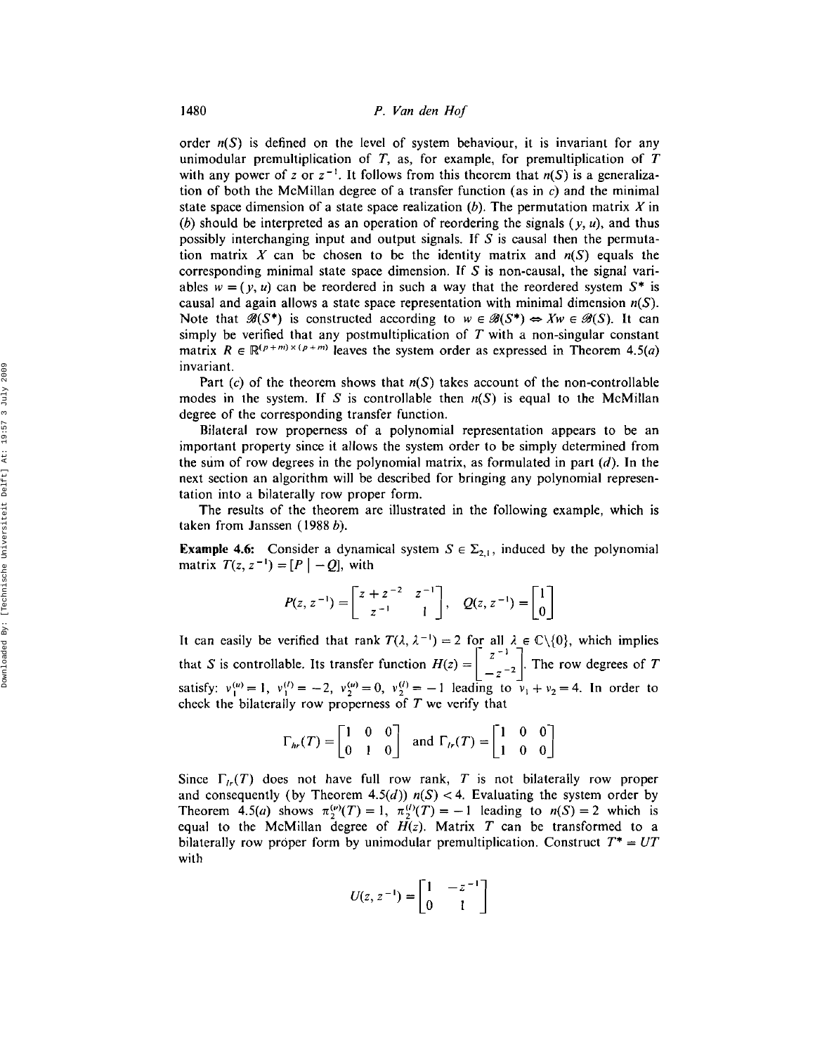order $n(S)$ is defined on the level of system behaviour, it is invariant for any unimodular premultiplication of $T$, as, for example, for premultiplication of $T$ with any power of $z$ or $z^{-1}$. It follows from this theorem that $n(S)$ is a generalization of both the McMillan degree of a transfer function (as in $c$) and the minimal state space dimension of a state space realization ($b$). The permutation matrix $X$ in ($b$) should be interpreted as an operation of reordering the signals $(y, u)$, and thus possibly interchanging input and output signals. If $S$ is causal then the permutation matrix $X$ can be chosen to be the identity matrix and $n(S)$ equals the corresponding minimal state space dimension. If $S$ is non-causal, the signal variables $w = (y, u)$ can be reordered in such a way that the reordered system $S^*$ is causal and again allows a state space representation with minimal dimension $n(S)$. Note that $\mathcal{B}(S^*)$ is constructed according to $w \in \mathcal{B}(S^*) \Leftrightarrow Xw \in \mathcal{B}(S)$. It can simply be verified that any postmultiplication of $T$ with a non-singular constant matrix $R \in \mathbb{R}^{(p+m)\times(p+m)}$ leaves the system order as expressed in Theorem 4.5($a$) invariant.

Part ($c$) of the theorem shows that $n(S)$ takes account of the non-controllable modes in the system. If $S$ is controllable then $n(S)$ is equal to the McMillan degree of the corresponding transfer function.

Bilateral row properness of a polynomial representation appears to be an important property since it allows the system order to be simply determined from the sum of row degrees in the polynomial matrix, as formulated in part ($d$). In the next section an algorithm will be described for bringing any polynomial representation into a bilaterally row proper form.

The results of the theorem are illustrated in the following example, which is taken from Janssen (1988 $b$).

**Example 4.6:** Consider a dynamical system $S \in \Sigma_{2,1}$, induced by the polynomial matrix $T(z, z^{-1}) = [P \mid -Q]$, with

$$P(z, z^{-1}) = \begin{bmatrix} z + z^{-2} & z^{-1} \\ z^{-1} & 1 \end{bmatrix}, \quad Q(z, z^{-1}) = \begin{bmatrix} 1 \\ 0 \end{bmatrix}$$

It can easily be verified that rank $T(\lambda, \lambda^{-1}) = 2$ for all $\lambda \in \mathbb{C}\backslash\{0\}$, which implies that $S$ is controllable. Its transfer function $H(z) = \begin{bmatrix} z^{-1} \\ -z^{-2} \end{bmatrix}$. The row degrees of $T$ satisfy: $\nu_1^{(u)} = 1$, $\nu_1^{(l)} = -2$, $\nu_2^{(u)} = 0$, $\nu_2^{(l)} = -1$ leading to $\nu_1 + \nu_2 = 4$. In order to check the bilaterally row properness of $T$ we verify that

$$\Gamma_{hr}(T) = \begin{bmatrix} 1 & 0 & 0 \\ 0 & 1 & 0 \end{bmatrix} \text{ and } \Gamma_{lr}(T) = \begin{bmatrix} 1 & 0 & 0 \\ 1 & 0 & 0 \end{bmatrix}$$

Since $\Gamma_{lr}(T)$ does not have full row rank, $T$ is not bilaterally row proper and consequently (by Theorem 4.5($d$)) $n(S) < 4$. Evaluating the system order by Theorem 4.5($a$) shows $\pi_2^{(u)}(T) = 1$, $\pi_2^{(l)}(T) = -1$ leading to $n(S) = 2$ which is equal to the McMillan degree of $H(z)$. Matrix $T$ can be transformed to a bilaterally row proper form by unimodular premultiplication. Construct $T^* = UT$ with

$$U(z, z^{-1}) = \begin{bmatrix} 1 & -z^{-1} \\ 0 & 1 \end{bmatrix}$$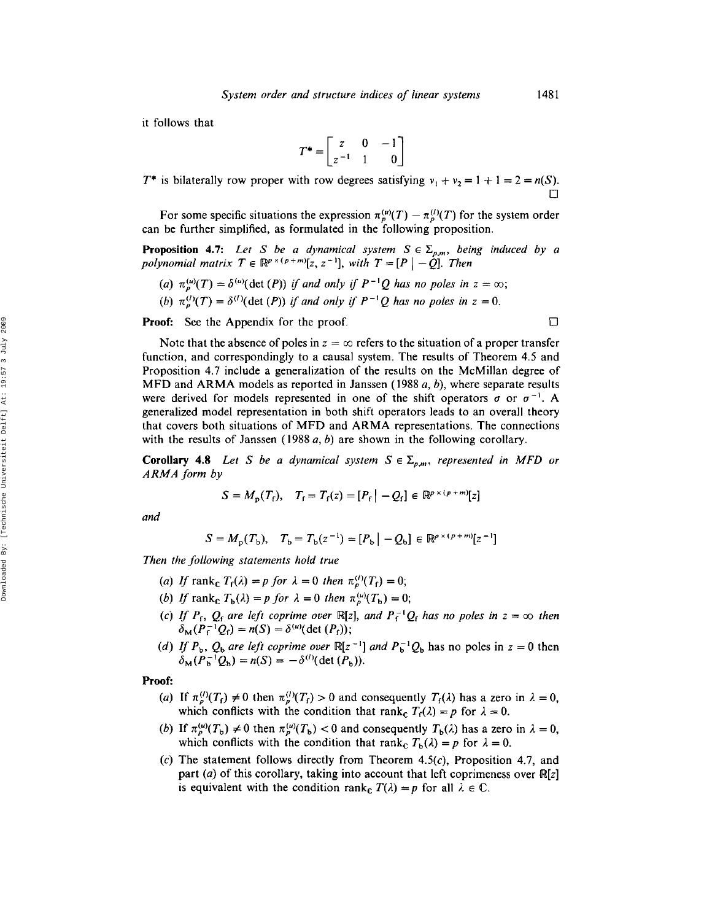it follows that

$$T^* = \begin{bmatrix} z & 0 & -1 \\ z^{-1} & 1 & 0 \end{bmatrix}$$

$T^*$ is bilaterally row proper with row degrees satisfying $\nu_1 + \nu_2 = 1 + 1 = 2 = n(S)$. □

For some specific situations the expression $\pi_p^{(u)}(T) - \pi_p^{(l)}(T)$ for the system order can be further simplified, as formulated in the following proposition.

**Proposition 4.7:** *Let $S$ be a dynamical system $S \in \Sigma_{p,m}$, being induced by a polynomial matrix $T \in \mathbb{R}^{p \times (p+m)}[z, z^{-1}]$, with $T = [P \mid -Q]$. Then*

(a) $\pi_p^{(u)}(T) = \delta^{(u)}(\det(P))$ *if and only if $P^{-1}Q$ has no poles in $z = \infty$;*

(b) $\pi_p^{(l)}(T) = \delta^{(l)}(\det(P))$ *if and only if $P^{-1}Q$ has no poles in $z = 0$.*

**Proof:** See the Appendix for the proof. □

Note that the absence of poles in $z = \infty$ refers to the situation of a proper transfer function, and correspondingly to a causal system. The results of Theorem 4.5 and Proposition 4.7 include a generalization of the results on the McMillan degree of MFD and ARMA models as reported in Janssen (1988 *a*, *b*), where separate results were derived for models represented in one of the shift operators $\sigma$ or $\sigma^{-1}$. A generalized model representation in both shift operators leads to an overall theory that covers both situations of MFD and ARMA representations. The connections with the results of Janssen (1988 *a*, *b*) are shown in the following corollary.

**Corollary 4.8** *Let $S$ be a dynamical system $S \in \Sigma_{p,m}$, represented in MFD or ARMA form by*

$$S = M_p(T_f), \quad T_f = T_f(z) = [P_f \mid -Q_f] \in \mathbb{R}^{p \times (p+m)}[z]$$

*and*

$$S = M_p(T_b), \quad T_b = T_b(z^{-1}) = [P_b \mid -Q_b] \in \mathbb{R}^{p \times (p+m)}[z^{-1}]$$

*Then the following statements hold true*

(a) *If* $\operatorname{rank}_{\mathbb{C}} T_f(\lambda) = p$ *for* $\lambda = 0$ *then* $\pi_p^{(l)}(T_f) = 0$;

(b) *If* $\operatorname{rank}_{\mathbb{C}} T_b(\lambda) = p$ *for* $\lambda = 0$ *then* $\pi_p^{(u)}(T_b) = 0$;

(c) *If $P_f$, $Q_f$ are left coprime over $\mathbb{R}[z]$, and $P_f^{-1}Q_f$ has no poles in $z = \infty$ then* $\delta_M(P_f^{-1}Q_f) = n(S) = \delta^{(u)}(\det(P_f))$;

(d) *If $P_b$, $Q_b$ are left coprime over $\mathbb{R}[z^{-1}]$ and* $P_b^{-1}Q_b$ has no poles in $z = 0$ then $\delta_M(P_b^{-1}Q_b) = n(S) = -\delta^{(l)}(\det(P_b))$.

**Proof:**

(a) If $\pi_p^{(l)}(T_f) \neq 0$ then $\pi_p^{(l)}(T_f) > 0$ and consequently $T_f(\lambda)$ has a zero in $\lambda = 0$, which conflicts with the condition that $\operatorname{rank}_{\mathbb{C}} T_f(\lambda) = p$ for $\lambda = 0$.

(b) If $\pi_p^{(u)}(T_b) \neq 0$ then $\pi_p^{(u)}(T_b) < 0$ and consequently $T_b(\lambda)$ has a zero in $\lambda = 0$, which conflicts with the condition that $\operatorname{rank}_{\mathbb{C}} T_b(\lambda) = p$ for $\lambda = 0$.

(c) The statement follows directly from Theorem 4.5(*c*), Proposition 4.7, and part (*a*) of this corollary, taking into account that left coprimeness over $\mathbb{R}[z]$ is equivalent with the condition $\operatorname{rank}_{\mathbb{C}} T(\lambda) = p$ for all $\lambda \in \mathbb{C}$.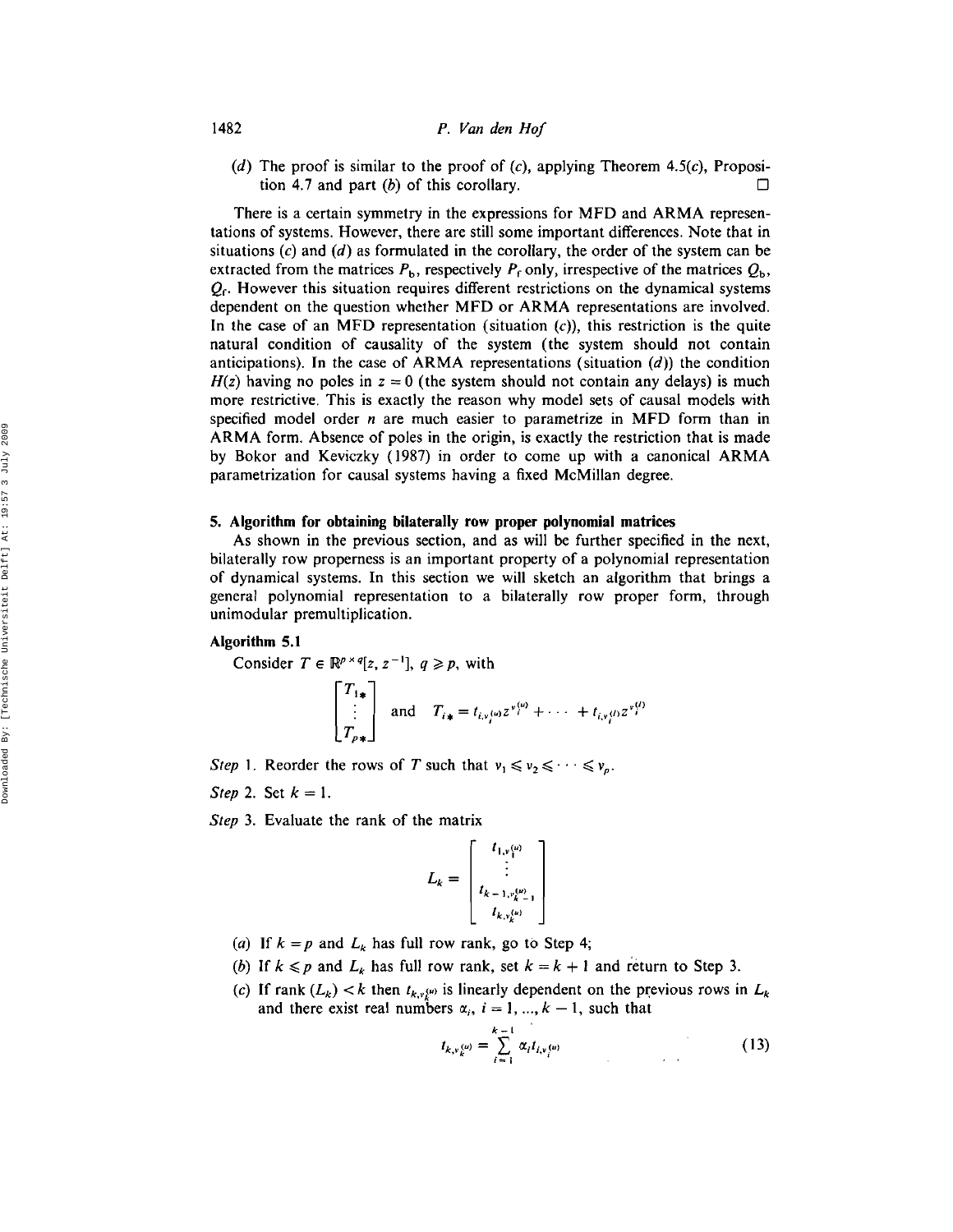(*d*) The proof is similar to the proof of (*c*), applying Theorem 4.5(*c*), Proposition 4.7 and part (*b*) of this corollary. □

There is a certain symmetry in the expressions for MFD and ARMA representations of systems. However, there are still some important differences. Note that in situations (*c*) and (*d*) as formulated in the corollary, the order of the system can be extracted from the matrices $P_b$, respectively $P_f$ only, irrespective of the matrices $Q_b$, $Q_f$. However this situation requires different restrictions on the dynamical systems dependent on the question whether MFD or ARMA representations are involved. In the case of an MFD representation (situation (*c*)), this restriction is the quite natural condition of causality of the system (the system should not contain anticipations). In the case of ARMA representations (situation (*d*)) the condition $H(z)$ having no poles in $z = 0$ (the system should not contain any delays) is much more restrictive. This is exactly the reason why model sets of causal models with specified model order $n$ are much easier to parametrize in MFD form than in ARMA form. Absence of poles in the origin, is exactly the restriction that is made by Bokor and Keviczky (1987) in order to come up with a canonical ARMA parametrization for causal systems having a fixed McMillan degree.

## 5. Algorithm for obtaining bilaterally row proper polynomial matrices

As shown in the previous section, and as will be further specified in the next, bilaterally row properness is an important property of a polynomial representation of dynamical systems. In this section we will sketch an algorithm that brings a general polynomial representation to a bilaterally row proper form, through unimodular premultiplication.

**Algorithm 5.1**

Consider $T \in \mathbb{R}^{p \times q}[z, z^{-1}]$, $q \geqslant p$, with

$$\begin{bmatrix} T_{1*} \\ \vdots \\ T_{p*} \end{bmatrix} \quad \text{and} \quad T_{i*} = t_{i,v_i^{(u)}} z^{v_i^{(u)}} + \cdots + t_{i,v_i^{(l)}} z^{v_i^{(l)}}$$

*Step* 1. Reorder the rows of $T$ such that $v_1 \leqslant v_2 \leqslant \cdots \leqslant v_p$.

*Step* 2. Set $k = 1$.

*Step* 3. Evaluate the rank of the matrix

$$L_k = \begin{bmatrix} t_{1,v_1^{(u)}} \\ \vdots \\ t_{k-1,v_{k-1}^{(u)}} \\ t_{k,v_k^{(u)}} \end{bmatrix}$$

(*a*) If $k = p$ and $L_k$ has full row rank, go to Step 4;

(*b*) If $k \leqslant p$ and $L_k$ has full row rank, set $k = k + 1$ and return to Step 3.

(*c*) If rank $(L_k) < k$ then $t_{k,v_k^{(u)}}$ is linearly dependent on the previous rows in $L_k$ and there exist real numbers $\alpha_i$, $i = 1, \ldots, k-1$, such that

$$t_{k,v_k^{(u)}} = \sum_{i=1}^{k-1} \alpha_i t_{i,v_i^{(u)}} \tag{13}$$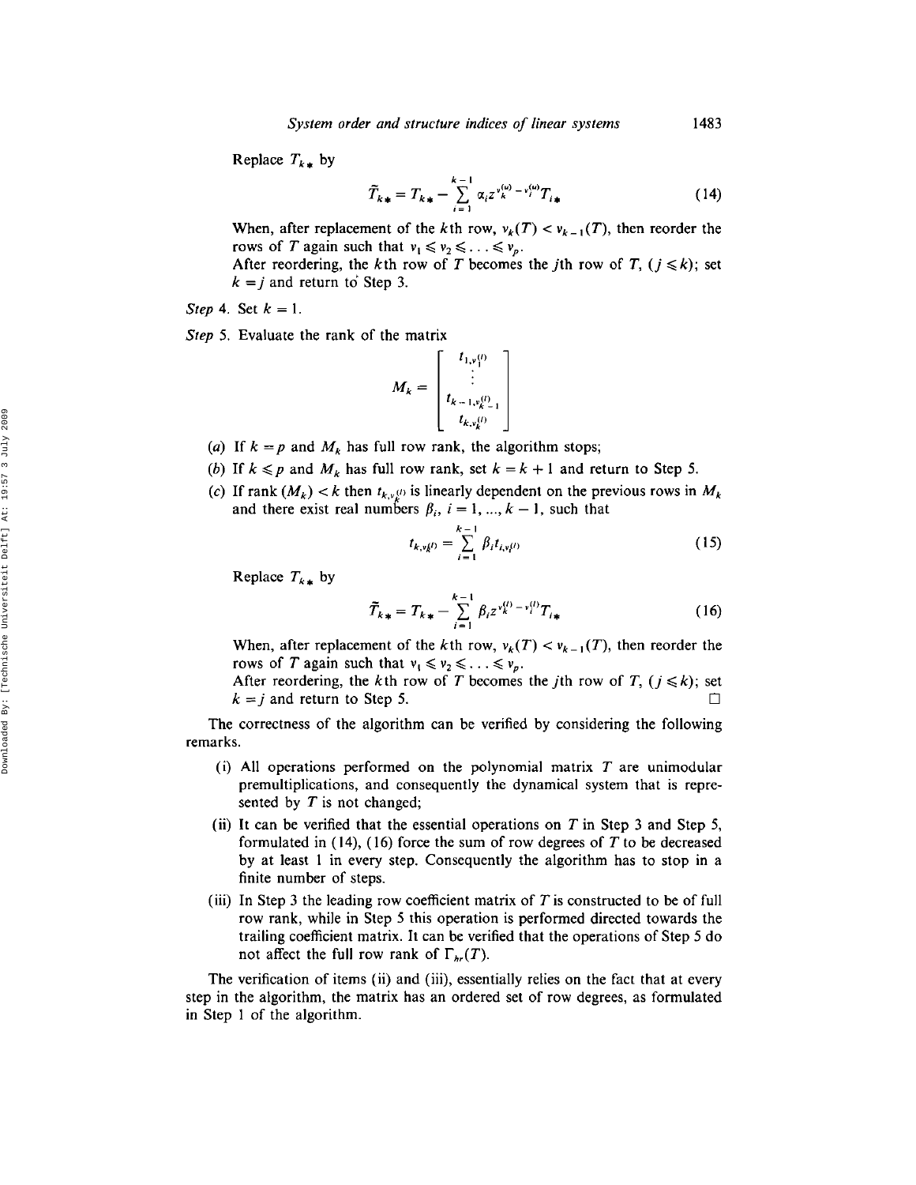Replace $T_{k*}$ by

$$\tilde{T}_{k*} = T_{k*} - \sum_{i=1}^{k-1} \alpha_i z^{v_k^{(u)} - v_i^{(u)}} T_{i*} \tag{14}$$

When, after replacement of the $k$th row, $v_k(T) < v_{k-1}(T)$, then reorder the rows of $T$ again such that $v_1 \leqslant v_2 \leqslant \ldots \leqslant v_p$.

After reordering, the $k$th row of $T$ becomes the $j$th row of $T$, $(j \leqslant k)$; set $k = j$ and return to Step 3.

*Step* 4. Set $k = 1$.

*Step* 5. Evaluate the rank of the matrix

$$M_k = \begin{bmatrix} t_{1,v_1^{(l)}} \\ \vdots \\ t_{k-1,v_{k-1}^{(l)}} \\ t_{k,v_k^{(l)}} \end{bmatrix}$$

(*a*) If $k = p$ and $M_k$ has full row rank, the algorithm stops;

(*b*) If $k \leqslant p$ and $M_k$ has full row rank, set $k = k + 1$ and return to Step 5.

(*c*) If rank $(M_k) < k$ then $t_{k,v_k^{(l)}}$ is linearly dependent on the previous rows in $M_k$ and there exist real numbers $\beta_i$, $i = 1, \ldots, k - 1$, such that

$$t_{k,v_k^{(l)}} = \sum_{i=1}^{k-1} \beta_i t_{i,v_i^{(l)}} \tag{15}$$

Replace $T_{k*}$ by

$$\tilde{T}_{k*} = T_{k*} - \sum_{i=1}^{k-1} \beta_i z^{v_k^{(l)} - v_i^{(l)}} T_{i*} \tag{16}$$

When, after replacement of the $k$th row, $v_k(T) < v_{k-1}(T)$, then reorder the rows of $T$ again such that $v_1 \leqslant v_2 \leqslant \ldots \leqslant v_p$.

After reordering, the $k$th row of $T$ becomes the $j$th row of $T$, $(j \leqslant k)$; set $k = j$ and return to Step 5. □

The correctness of the algorithm can be verified by considering the following remarks.

(i) All operations performed on the polynomial matrix $T$ are unimodular premultiplications, and consequently the dynamical system that is represented by $T$ is not changed;

(ii) It can be verified that the essential operations on $T$ in Step 3 and Step 5, formulated in (14), (16) force the sum of row degrees of $T$ to be decreased by at least 1 in every step. Consequently the algorithm has to stop in a finite number of steps.

(iii) In Step 3 the leading row coefficient matrix of $T$ is constructed to be of full row rank, while in Step 5 this operation is performed directed towards the trailing coefficient matrix. It can be verified that the operations of Step 5 do not affect the full row rank of $\Gamma_{hr}(T)$.

The verification of items (ii) and (iii), essentially relies on the fact that at every step in the algorithm, the matrix has an ordered set of row degrees, as formulated in Step 1 of the algorithm.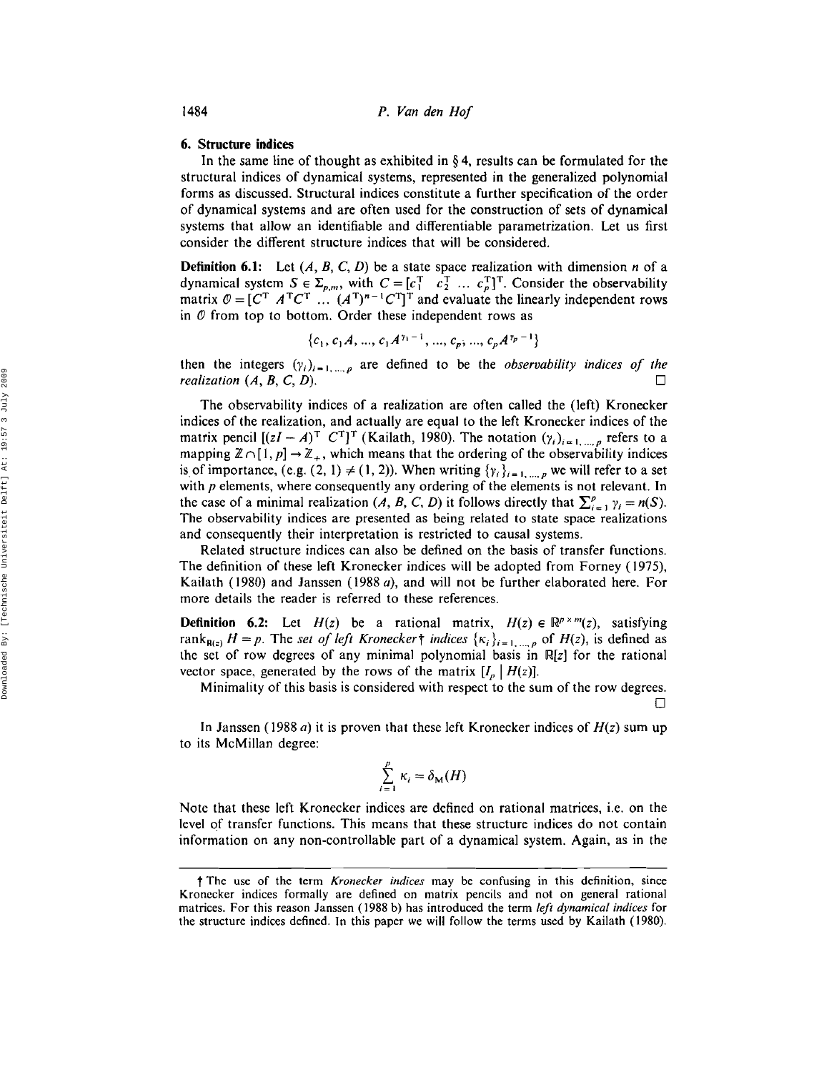## 6. Structure indices

In the same line of thought as exhibited in § 4, results can be formulated for the structural indices of dynamical systems, represented in the generalized polynomial forms as discussed. Structural indices constitute a further specification of the order of dynamical systems and are often used for the construction of sets of dynamical systems that allow an identifiable and differentiable parametrization. Let us first consider the different structure indices that will be considered.

**Definition 6.1:** Let $(A, B, C, D)$ be a state space realization with dimension $n$ of a dynamical system $S \in \Sigma_{p,m}$, with $C = [c_1^{\mathrm{T}} \ c_2^{\mathrm{T}} \ \ldots \ c_p^{\mathrm{T}}]^{\mathrm{T}}$. Consider the observability matrix $\mathcal{O} = [C^{\mathrm{T}} \ A^{\mathrm{T}}C^{\mathrm{T}} \ \ldots \ (A^{\mathrm{T}})^{n-1}C^{\mathrm{T}}]^{\mathrm{T}}$ and evaluate the linearly independent rows in $\mathcal{O}$ from top to bottom. Order these independent rows as

$$\{c_1, c_1 A, \ldots, c_1 A^{\gamma_1 - 1}, \ldots, c_p, \ldots, c_p A^{\gamma_p - 1}\}$$

then the integers $(\gamma_i)_{i=1,\ldots,p}$ are defined to be the *observability indices of the realization* $(A, B, C, D)$. □

The observability indices of a realization are often called the (left) Kronecker indices of the realization, and actually are equal to the left Kronecker indices of the matrix pencil $[(zI - A)^{\mathrm{T}} \ C^{\mathrm{T}}]^{\mathrm{T}}$ (Kailath, 1980). The notation $(\gamma_i)_{i=1,\ldots,p}$ refers to a mapping $\mathbb{Z} \cap [1, p] \to \mathbb{Z}_+$, which means that the ordering of the observability indices is of importance, (e.g. $(2, 1) \neq (1, 2)$). When writing $\{\gamma_i\}_{i=1,\ldots,p}$ we will refer to a set with $p$ elements, where consequently any ordering of the elements is not relevant. In the case of a minimal realization $(A, B, C, D)$ it follows directly that $\sum_{i=1}^{p} \gamma_i = n(S)$. The observability indices are presented as being related to state space realizations and consequently their interpretation is restricted to causal systems.

Related structure indices can also be defined on the basis of transfer functions. The definition of these left Kronecker indices will be adopted from Forney (1975), Kailath (1980) and Janssen (1988 *a*), and will not be further elaborated here. For more details the reader is referred to these references.

**Definition 6.2:** Let $H(z)$ be a rational matrix, $H(z) \in \mathbb{R}^{p \times m}(z)$, satisfying $\operatorname{rank}_{\mathbb{R}(z)} H = p$. The *set of left Kronecker*† *indices* $\{\kappa_i\}_{i=1,\ldots,p}$ of $H(z)$, is defined as the set of row degrees of any minimal polynomial basis in $\mathbb{R}[z]$ for the rational vector space, generated by the rows of the matrix $[I_p \mid H(z)]$.

Minimality of this basis is considered with respect to the sum of the row degrees. □

In Janssen (1988 *a*) it is proven that these left Kronecker indices of $H(z)$ sum up to its McMillan degree:

$$\sum_{i=1}^{p} \kappa_i = \delta_{\mathrm{M}}(H)$$

Note that these left Kronecker indices are defined on rational matrices, i.e. on the level of transfer functions. This means that these structure indices do not contain information on any non-controllable part of a dynamical system. Again, as in the

---

† The use of the term *Kronecker indices* may be confusing in this definition, since Kronecker indices formally are defined on matrix pencils and not on general rational matrices. For this reason Janssen (1988 b) has introduced the term *left dynamical indices* for the structure indices defined. In this paper we will follow the terms used by Kailath (1980).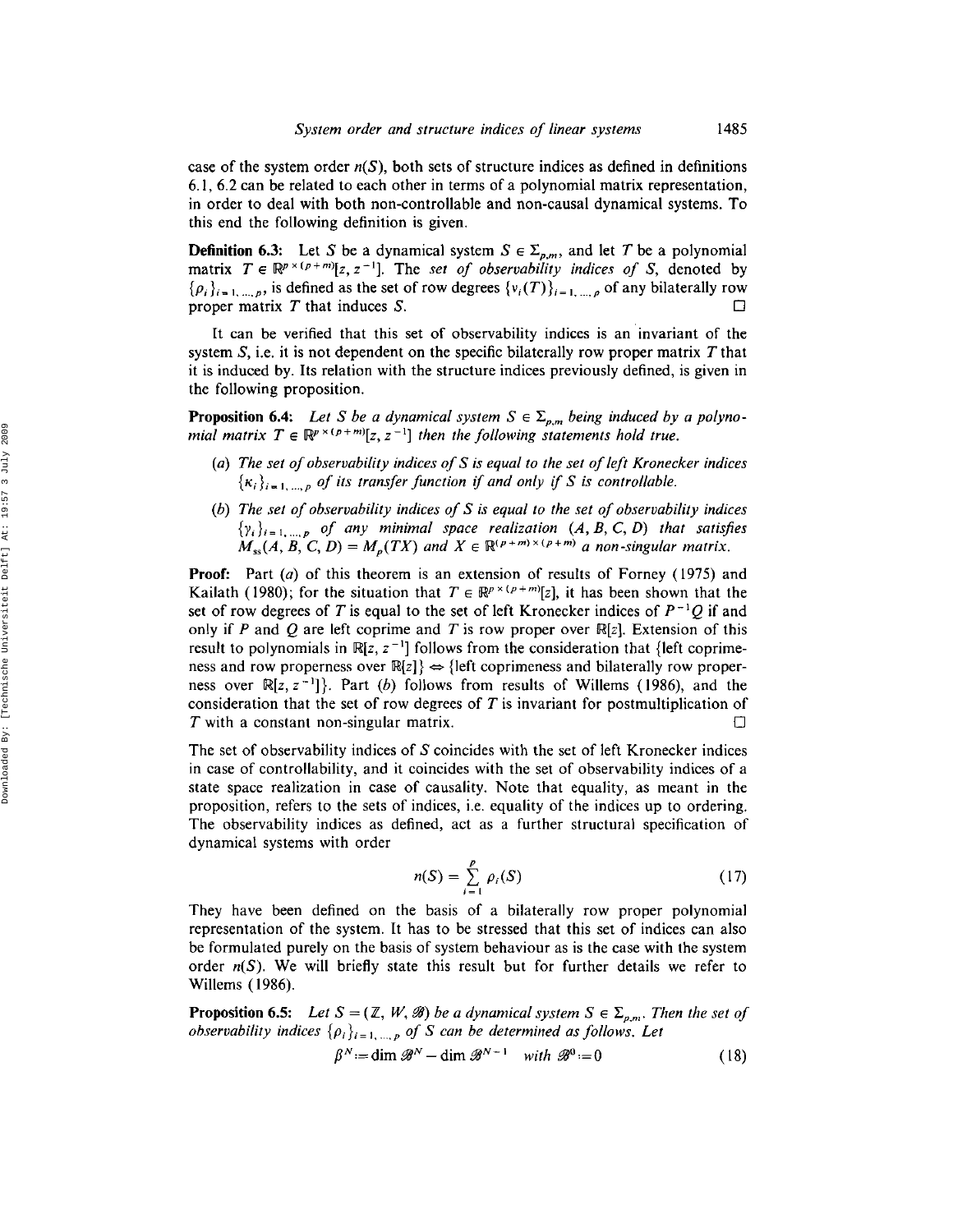case of the system order $n(S)$, both sets of structure indices as defined in definitions 6.1, 6.2 can be related to each other in terms of a polynomial matrix representation, in order to deal with both non-controllable and non-causal dynamical systems. To this end the following definition is given.

**Definition 6.3:** Let $S$ be a dynamical system $S \in \Sigma_{p,m}$, and let $T$ be a polynomial matrix $T \in \mathbb{R}^{p \times (p+m)}[z, z^{-1}]$. The *set of observability indices of* $S$, denoted by $\{\rho_i\}_{i=1,\ldots,p}$, is defined as the set of row degrees $\{\nu_i(T)\}_{i=1,\ldots,p}$ of any bilaterally row proper matrix $T$ that induces $S$. □

It can be verified that this set of observability indices is an invariant of the system $S$, i.e. it is not dependent on the specific bilaterally row proper matrix $T$ that it is induced by. Its relation with the structure indices previously defined, is given in the following proposition.

**Proposition 6.4:** *Let $S$ be a dynamical system $S \in \Sigma_{p,m}$ being induced by a polynomial matrix $T \in \mathbb{R}^{p \times (p+m)}[z, z^{-1}]$ then the following statements hold true.*

(*a*) *The set of observability indices of $S$ is equal to the set of left Kronecker indices $\{\kappa_i\}_{i=1,\ldots,p}$ of its transfer function if and only if $S$ is controllable.*

(*b*) *The set of observability indices of $S$ is equal to the set of observability indices $\{\gamma_i\}_{i=1,\ldots,p}$ of any minimal space realization $(A, B, C, D)$ that satisfies $M_{ss}(A, B, C, D) = M_p(TX)$ and $X \in \mathbb{R}^{(p+m)\times(p+m)}$ a non-singular matrix.*

**Proof:** Part (*a*) of this theorem is an extension of results of Forney (1975) and Kailath (1980); for the situation that $T \in \mathbb{R}^{p \times (p+m)}[z]$, it has been shown that the set of row degrees of $T$ is equal to the set of left Kronecker indices of $P^{-1}Q$ if and only if $P$ and $Q$ are left coprime and $T$ is row proper over $\mathbb{R}[z]$. Extension of this result to polynomials in $\mathbb{R}[z, z^{-1}]$ follows from the consideration that {left coprimeness and row properness over $\mathbb{R}[z]$} $\Leftrightarrow$ {left coprimeness and bilaterally row properness over $\mathbb{R}[z, z^{-1}]$}. Part (*b*) follows from results of Willems (1986), and the consideration that the set of row degrees of $T$ is invariant for postmultiplication of $T$ with a constant non-singular matrix. □

The set of observability indices of $S$ coincides with the set of left Kronecker indices in case of controllability, and it coincides with the set of observability indices of a state space realization in case of causality. Note that equality, as meant in the proposition, refers to the sets of indices, i.e. equality of the indices up to ordering. The observability indices as defined, act as a further structural specification of dynamical systems with order

$$n(S) = \sum_{i=1}^{p} \rho_i(S) \tag{17}$$

They have been defined on the basis of a bilaterally row proper polynomial representation of the system. It has to be stressed that this set of indices can also be formulated purely on the basis of system behaviour as is the case with the system order $n(S)$. We will briefly state this result but for further details we refer to Willems (1986).

**Proposition 6.5:** *Let $S = (\mathbb{Z}, W, \mathscr{B})$ be a dynamical system $S \in \Sigma_{p,m}$. Then the set of observability indices $\{\rho_i\}_{i=1,\ldots,p}$ of $S$ can be determined as follows. Let*

$$\beta^N := \dim \mathscr{B}^N - \dim \mathscr{B}^{N-1} \quad \text{with } \mathscr{B}^0 := 0 \tag{18}$$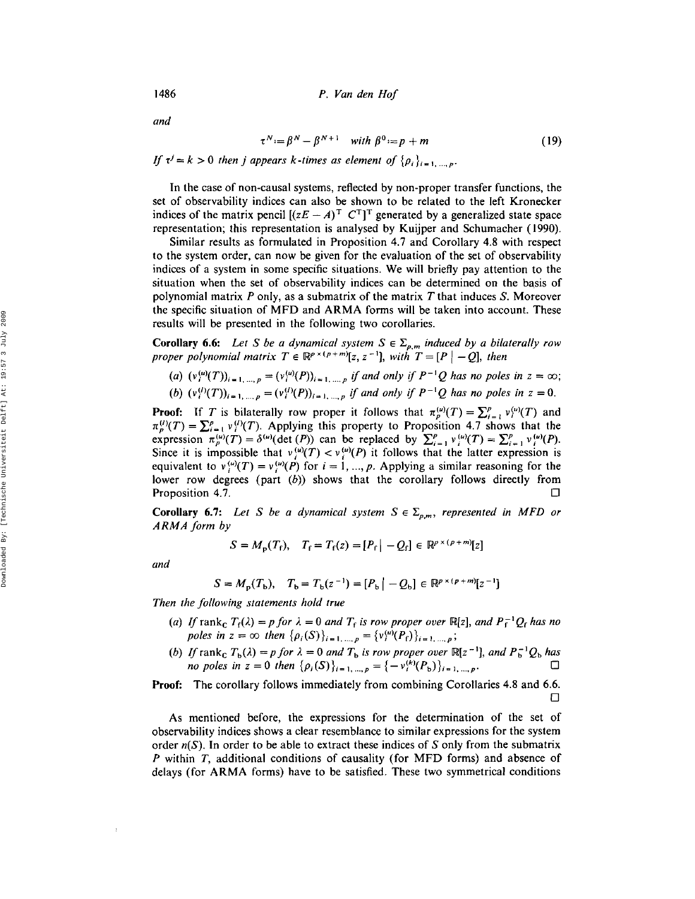*and*

$$\tau^N := \beta^N - \beta^{N+1} \quad \text{with } \beta^0 := p + m \tag{19}$$

*If* $\tau^j = k > 0$ *then* $j$ *appears* $k$*-times as element of* $\{\rho_i\}_{i=1,\dots,p}$.

In the case of non-causal systems, reflected by non-proper transfer functions, the set of observability indices can also be shown to be related to the left Kronecker indices of the matrix pencil $[(zE - A)^{\mathrm{T}}\ C^{\mathrm{T}}]^{\mathrm{T}}$ generated by a generalized state space representation; this representation is analysed by Kuijper and Schumacher (1990).

Similar results as formulated in Proposition 4.7 and Corollary 4.8 with respect to the system order, can now be given for the evaluation of the set of observability indices of a system in some specific situations. We will briefly pay attention to the situation when the set of observability indices can be determined on the basis of polynomial matrix $P$ only, as a submatrix of the matrix $T$ that induces $S$. Moreover the specific situation of MFD and ARMA forms will be taken into account. These results will be presented in the following two corollaries.

**Corollary 6.6:** *Let* $S$ *be a dynamical system* $S \in \Sigma_{p,m}$ *induced by a bilaterally row proper polynomial matrix* $T \in \mathbb{R}^{p \times (p+m)}[z, z^{-1}]$, *with* $T = [P \mid -Q]$, *then*

(*a*) $(v_i^{(u)}(T))_{i=1,\dots,p} = (v_i^{(u)}(P))_{i=1,\dots,p}$ *if and only if* $P^{-1}Q$ *has no poles in* $z = \infty$;

(*b*) $(v_i^{(l)}(T))_{i=1,\dots,p} = (v_i^{(l)}(P))_{i=1,\dots,p}$ *if and only if* $P^{-1}Q$ *has no poles in* $z = 0$.

**Proof:** If $T$ is bilaterally row proper it follows that $\pi_p^{(u)}(T) = \sum_{i=1}^p v_i^{(u)}(T)$ and $\pi_p^{(l)}(T) = \sum_{i=1}^p v_i^{(l)}(T)$. Applying this property to Proposition 4.7 shows that the expression $\pi_p^{(u)}(T) = \delta^{(u)}(\det(P))$ can be replaced by $\sum_{i=1}^p v_i^{(u)}(T) = \sum_{i=1}^p v_i^{(u)}(P)$. Since it is impossible that $v_i^{(u)}(T) < v_i^{(u)}(P)$ it follows that the latter expression is equivalent to $v_i^{(u)}(T) = v_i^{(u)}(P)$ for $i = 1, \dots, p$. Applying a similar reasoning for the lower row degrees (part (*b*)) shows that the corollary follows directly from Proposition 4.7. □

**Corollary 6.7:** *Let* $S$ *be a dynamical system* $S \in \Sigma_{p,m}$, *represented in MFD or ARMA form by*

$$S = M_{\mathrm{p}}(T_{\mathrm{f}}), \quad T_{\mathrm{f}} = T_{\mathrm{f}}(z) = [P_{\mathrm{f}} \mid -Q_{\mathrm{f}}] \in \mathbb{R}^{p \times (p+m)}[z]$$

*and*

$$S = M_{\mathrm{p}}(T_{\mathrm{b}}), \quad T_{\mathrm{b}} = T_{\mathrm{b}}(z^{-1}) = [P_{\mathrm{b}} \mid -Q_{\mathrm{b}}] \in \mathbb{R}^{p \times (p+m)}[z^{-1}]$$

*Then the following statements hold true*

(*a*) *If* $\operatorname{rank}_{\mathbb{C}} T_{\mathrm{f}}(\lambda) = p$ *for* $\lambda = 0$ *and* $T_{\mathrm{f}}$ *is row proper over* $\mathbb{R}[z]$, *and* $P_{\mathrm{f}}^{-1}Q_{\mathrm{f}}$ *has no poles in* $z = \infty$ *then* $\{\rho_i(S)\}_{i=1,\dots,p} = \{v_i^{(u)}(P_{\mathrm{f}})\}_{i=1,\dots,p}$;

(*b*) *If* $\operatorname{rank}_{\mathbb{C}} T_{\mathrm{b}}(\lambda) = p$ *for* $\lambda = 0$ *and* $T_{\mathrm{b}}$ *is row proper over* $\mathbb{R}[z^{-1}]$, *and* $P_{\mathrm{b}}^{-1}Q_{\mathrm{b}}$ *has no poles in* $z = 0$ *then* $\{\rho_i(S)\}_{i=1,\dots,p} = \{-v_i^{(k)}(P_{\mathrm{b}})\}_{i=1,\dots,p}$. □

**Proof:** The corollary follows immediately from combining Corollaries 4.8 and 6.6. □

As mentioned before, the expressions for the determination of the set of observability indices shows a clear resemblance to similar expressions for the system order $n(S)$. In order to be able to extract these indices of $S$ only from the submatrix $P$ within $T$, additional conditions of causality (for MFD forms) and absence of delays (for ARMA forms) have to be satisfied. These two symmetrical conditions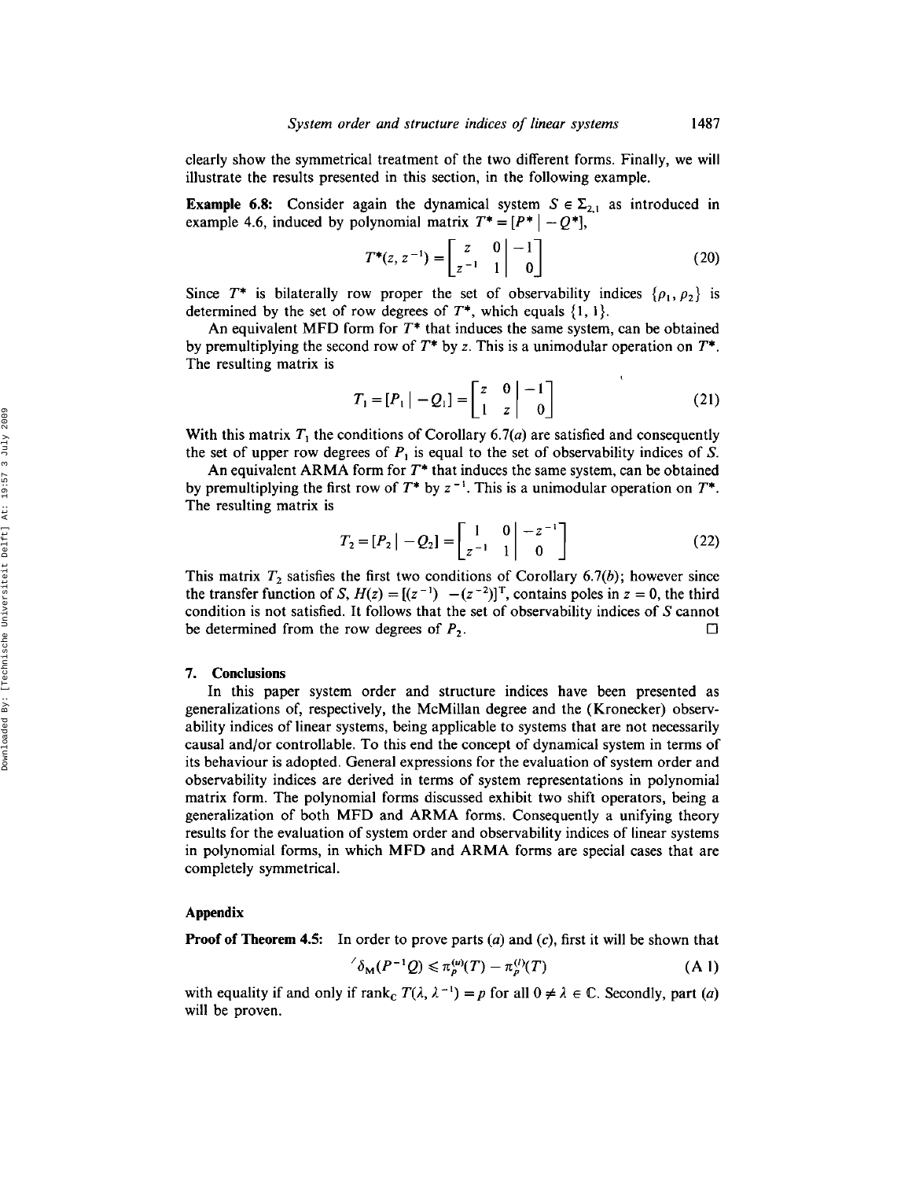clearly show the symmetrical treatment of the two different forms. Finally, we will illustrate the results presented in this section, in the following example.

**Example 6.8:** Consider again the dynamical system $S \in \Sigma_{2,1}$ as introduced in example 4.6, induced by polynomial matrix $T^* = [P^* \mid -Q^*]$,

$$T^*(z, z^{-1}) = \left[\begin{array}{cc|c} z & 0 & -1 \\ z^{-1} & 1 & 0 \end{array}\right] \tag{20}$$

Since $T^*$ is bilaterally row proper the set of observability indices $\{\rho_1, \rho_2\}$ is determined by the set of row degrees of $T^*$, which equals $\{1, 1\}$.

An equivalent MFD form for $T^*$ that induces the same system, can be obtained by premultiplying the second row of $T^*$ by $z$. This is a unimodular operation on $T^*$. The resulting matrix is

$$T_1 = [P_1 \mid -Q_1] = \left[\begin{array}{cc|c} z & 0 & -1 \\ 1 & z & 0 \end{array}\right] \tag{21}$$

With this matrix $T_1$ the conditions of Corollary 6.7(*a*) are satisfied and consequently the set of upper row degrees of $P_1$ is equal to the set of observability indices of $S$.

An equivalent ARMA form for $T^*$ that induces the same system, can be obtained by premultiplying the first row of $T^*$ by $z^{-1}$. This is a unimodular operation on $T^*$. The resulting matrix is

$$T_2 = [P_2 \mid -Q_2] = \left[\begin{array}{cc|c} 1 & 0 & -z^{-1} \\ z^{-1} & 1 & 0 \end{array}\right] \tag{22}$$

This matrix $T_2$ satisfies the first two conditions of Corollary 6.7(*b*); however since the transfer function of $S$, $H(z) = [(z^{-1}) \quad -(z^{-2})]^{\mathrm{T}}$, contains poles in $z = 0$, the third condition is not satisfied. It follows that the set of observability indices of $S$ cannot be determined from the row degrees of $P_2$. □

## 7. Conclusions

In this paper system order and structure indices have been presented as generalizations of, respectively, the McMillan degree and the (Kronecker) observability indices of linear systems, being applicable to systems that are not necessarily causal and/or controllable. To this end the concept of dynamical system in terms of its behaviour is adopted. General expressions for the evaluation of system order and observability indices are derived in terms of system representations in polynomial matrix form. The polynomial forms discussed exhibit two shift operators, being a generalization of both MFD and ARMA forms. Consequently a unifying theory results for the evaluation of system order and observability indices of linear systems in polynomial forms, in which MFD and ARMA forms are special cases that are completely symmetrical.

## Appendix

**Proof of Theorem 4.5:** In order to prove parts (*a*) and (*c*), first it will be shown that

$$'\delta_{\mathrm{M}}(P^{-1}Q) \leqslant \pi_p^{(u)}(T) - \pi_p^{(l)}(T) \tag{A 1}$$

with equality if and only if $\operatorname{rank}_{\mathbb{C}} T(\lambda, \lambda^{-1}) = p$ for all $0 \neq \lambda \in \mathbb{C}$. Secondly, part (*a*) will be proven.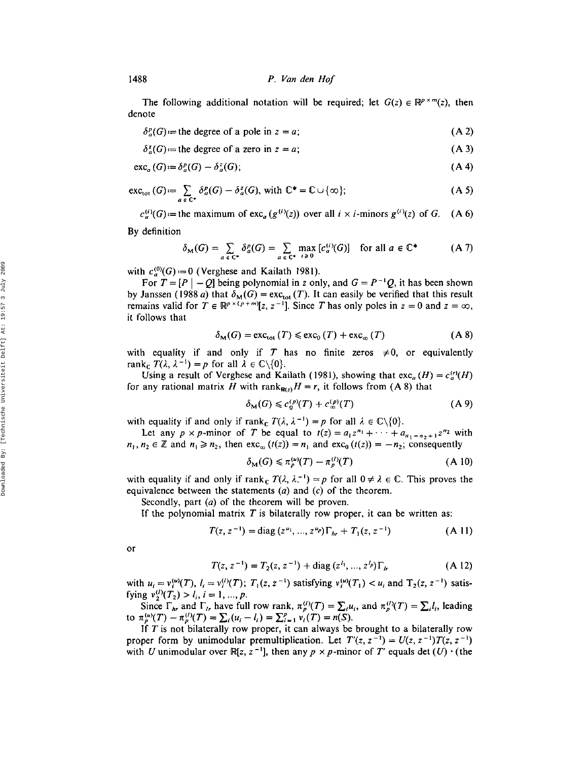The following additional notation will be required; let $G(z) \in \mathbb{R}^{p \times m}(z)$, then denote

$$\delta_a^p(G) := \text{the degree of a pole in } z = a; \tag{A 2}$$

$$\delta_a^z(G) := \text{the degree of a zero in } z = a; \tag{A 3}$$

$$\text{exc}_a(G) := \delta_a^p(G) - \delta_a^z(G); \tag{A 4}$$

$$\text{exc}_{\text{tot}}(G) := \sum_{a \in \mathbb{C}^*} \delta_a^p(G) - \delta_a^z(G), \text{ with } \mathbb{C}^* = \mathbb{C} \cup \{\infty\}; \tag{A 5}$$

$$c_a^{(i)}(G) := \text{the maximum of exc}_a(g^{(i)}(z)) \text{ over all } i \times i\text{-minors } g^{(i)}(z) \text{ of } G. \tag{A 6}$$

By definition

$$\delta_M(G) = \sum_{a \in \mathbb{C}^*} \delta_a^p(G) = \sum_{a \in \mathbb{C}^*} \max_{i \geqslant 0} [c_a^{(i)}(G)] \quad \text{for all } a \in \mathbb{C}^* \tag{A 7}$$

with $c_a^{(0)}(G) := 0$ (Verghese and Kailath 1981).

For $T = [P \mid -Q]$ being polynomial in $z$ only, and $G = P^{-1}Q$, it has been shown by Janssen (1988 *a*) that $\delta_M(G) = \text{exc}_{\text{tot}}(T)$. It can easily be verified that this result remains valid for $T \in \mathbb{R}^{p \times (p+m)}[z, z^{-1}]$. Since $T$ has only poles in $z = 0$ and $z = \infty$, it follows that

$$\delta_M(G) = \text{exc}_{\text{tot}}(T) \leqslant \text{exc}_0(T) + \text{exc}_\infty(T) \tag{A 8}$$

with equality if and only if $T$ has no finite zeros $\neq 0$, or equivalently $\text{rank}_{\mathbb{C}}\, T(\lambda, \lambda^{-1}) = p$ for all $\lambda \in \mathbb{C}\backslash\{0\}$.

Using a result of Verghese and Kailath (1981), showing that $\text{exc}_a(H) = c_a^{(r)}(H)$ for any rational matrix $H$ with $\text{rank}_{\mathbb{R}(z)} H = r$, it follows from (A 8) that

$$\delta_M(G) \leqslant c_0^{(p)}(T) + c_\infty^{(p)}(T) \tag{A 9}$$

with equality if and only if $\text{rank}_{\mathbb{C}}\, T(\lambda, \lambda^{-1}) = p$ for all $\lambda \in \mathbb{C}\backslash\{0\}$.

Let any $p \times p$-minor of $T$ be equal to $t(z) = a_1 z^{n_1} + \cdots + a_{n_1 - n_2 + 1} z^{n_2}$ with $n_1, n_2 \in \mathbb{Z}$ and $n_1 \geqslant n_2$, then $\text{exc}_\infty(t(z)) = n_1$ and $\text{exc}_0(t(z)) = -n_2$; consequently

$$\delta_M(G) \leqslant \pi_p^{(u)}(T) - \pi_p^{(l)}(T) \tag{A 10}$$

with equality if and only if $\text{rank}_{\mathbb{C}}\, T(\lambda, \lambda^{-1}) = p$ for all $0 \neq \lambda \in \mathbb{C}$. This proves the equivalence between the statements (*a*) and (*c*) of the theorem.

Secondly, part (*a*) of the theorem will be proven.

If the polynomial matrix $T$ is bilaterally row proper, it can be written as:

$$T(z, z^{-1}) = \text{diag}(z^{u_1}, \ldots, z^{u_p})\Gamma_{hr} + T_1(z, z^{-1}) \tag{A 11}$$

or

$$T(z, z^{-1}) = T_2(z, z^{-1}) + \text{diag}(z^{l_1}, \ldots, z^{l_p})\Gamma_{lr} \tag{A 12}$$

with $u_i = v_i^{(u)}(T)$, $l_i = v_i^{(l)}(T)$; $T_1(z, z^{-1})$ satisfying $v_i^{(u)}(T_1) < u_i$ and $T_2(z, z^{-1})$ satisfying $v_2^{(l)}(T_2) > l_i$, $i = 1, \ldots, p$.

Since $\Gamma_{hr}$ and $\Gamma_{lr}$ have full row rank, $\pi_p^{(l)}(T) = \sum_i u_i$, and $\pi_p^{(l)}(T) = \sum_i l_i$, leading to $\pi_p^{(u)}(T) - \pi_p^{(l)}(T) = \sum_i (u_i - l_i) = \sum_{i=1}^p v_i(T) = n(S)$.

If $T$ is not bilaterally row proper, it can always be brought to a bilaterally row proper form by unimodular premultiplication. Let $T'(z, z^{-1}) = U(z, z^{-1})T(z, z^{-1})$ with $U$ unimodular over $\mathbb{R}[z, z^{-1}]$, then any $p \times p$-minor of $T'$ equals $\det(U) \cdot$ (the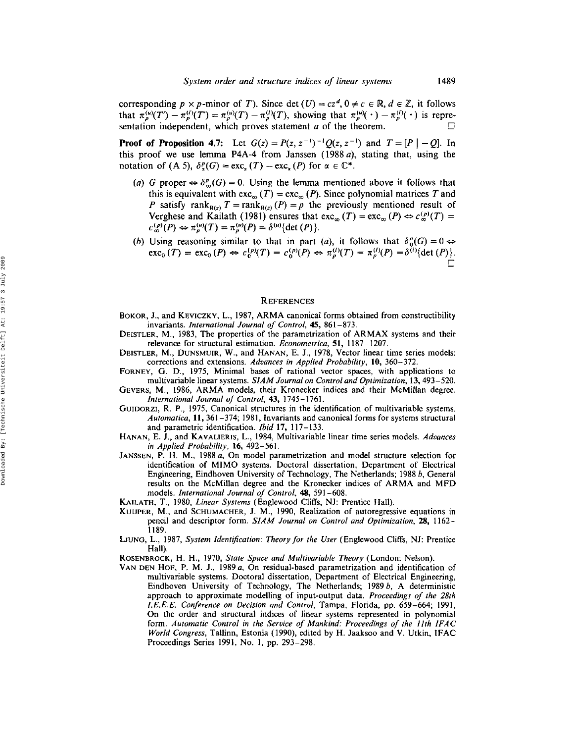corresponding $p \times p$-minor of $T$). Since $\det(U) = cz^d$, $0 \neq c \in \mathbb{R}$, $d \in \mathbb{Z}$, it follows that $\pi_p^{(u)}(T') - \pi_p^{(l)}(T') = \pi_p^{(u)}(T) - \pi_p^{(l)}(T)$, showing that $\pi_p^{(u)}(\cdot) - \pi_p^{(l)}(\cdot)$ is representation independent, which proves statement *a* of the theorem. □

**Proof of Proposition 4.7:** Let $G(z) = P(z, z^{-1})^{-1}Q(z, z^{-1})$ and $T = [P \mid -Q]$. In this proof we use lemma P4A-4 from Janssen (1988 *a*), stating that, using the notation of (A 5), $\delta_\alpha^p(G) = \text{exc}_\alpha(T) - \text{exc}_\alpha(P)$ for $\alpha \in \mathbb{C}^*$.

(*a*) $G$ proper $\Leftrightarrow \delta_\infty^p(G) = 0$. Using the lemma mentioned above it follows that this is equivalent with $\text{exc}_\infty(T) = \text{exc}_\infty(P)$. Since polynomial matrices $T$ and $P$ satisfy $\text{rank}_{\mathbb{R}(z)} T = \text{rank}_{\mathbb{R}(z)}(P) = p$ the previously mentioned result of Verghese and Kailath (1981) ensures that $\text{exc}_\infty(T) = \text{exc}_\infty(P) \Leftrightarrow c_\infty^{(p)}(T) = c_\infty^{(p)}(P) \Leftrightarrow \pi_p^{(u)}(T) = \pi_p^{(u)}(P) = \delta^{(u)}\{\det(P)\}$.

(*b*) Using reasoning similar to that in part (*a*), it follows that $\delta_0^p(G) = 0 \Leftrightarrow \text{exc}_0(T) = \text{exc}_0(P) \Leftrightarrow c_0^{(p)}(T) = c_0^{(p)}(P) \Leftrightarrow \pi_p^{(l)}(T) = \pi_p^{(l)}(P) = \delta^{(l)}\{\det(P)\}$. □

## References

Bokor, J., and Keviczky, L., 1987, ARMA canonical forms obtained from constructibility invariants. *International Journal of Control*, **45**, 861–873.

Deistler, M., 1983, The properties of the parametrization of ARMAX systems and their relevance for structural estimation. *Econometrica*, **51**, 1187–1207.

Deistler, M., Dunsmuir, W., and Hanan, E. J., 1978, Vector linear time series models: corrections and extensions. *Advances in Applied Probability*, **10**, 360–372.

Forney, G. D., 1975, Minimal bases of rational vector spaces, with applications to multivariable linear systems. *SIAM Journal on Control and Optimization*, **13**, 493–520.

Gevers, M., 1986, ARMA models, their Kronecker indices and their McMillan degree. *International Journal of Control*, **43**, 1745–1761.

Guidorzi, R. P., 1975, Canonical structures in the identification of multivariable systems. *Automatica*, **11**, 361–374; 1981, Invariants and canonical forms for systems structural and parametric identification. *Ibid* **17**, 117–133.

Hanan, E. J., and Kavalieris, L., 1984, Multivariable linear time series models. *Advances in Applied Probability*, **16**, 492–561.

Janssen, P. H. M., 1988 *a*, On model parametrization and model structure selection for identification of MIMO systems. Doctoral dissertation, Department of Electrical Engineering, Eindhoven University of Technology, The Netherlands; 1988 *b*, General results on the McMillan degree and the Kronecker indices of ARMA and MFD models. *International Journal of Control*, **48**, 591–608.

Kailath, T., 1980, *Linear Systems* (Englewood Cliffs, NJ: Prentice Hall).

Kuijper, M., and Schumacher, J. M., 1990, Realization of autoregressive equations in pencil and descriptor form. *SIAM Journal on Control and Optimization*, **28**, 1162–1189.

Ljung, L., 1987, *System Identification: Theory for the User* (Englewood Cliffs, NJ: Prentice Hall).

Rosenbrock, H. H., 1970, *State Space and Multivariable Theory* (London: Nelson).

Van den Hof, P. M. J., 1989 *a*, On residual-based parametrization and identification of multivariable systems. Doctoral dissertation, Department of Electrical Engineering, Eindhoven University of Technology, The Netherlands; 1989 *b*, A deterministic approach to approximate modelling of input-output data, *Proceedings of the 28th I.E.E.E. Conference on Decision and Control*, Tampa, Florida, pp. 659–664; 1991, On the order and structural indices of linear systems represented in polynomial form. *Automatic Control in the Service of Mankind: Proceedings of the 11th IFAC World Congress*, Tallinn, Estonia (1990), edited by H. Jaaksoo and V. Utkin, IFAC Proceedings Series 1991, No. 1, pp. 293–298.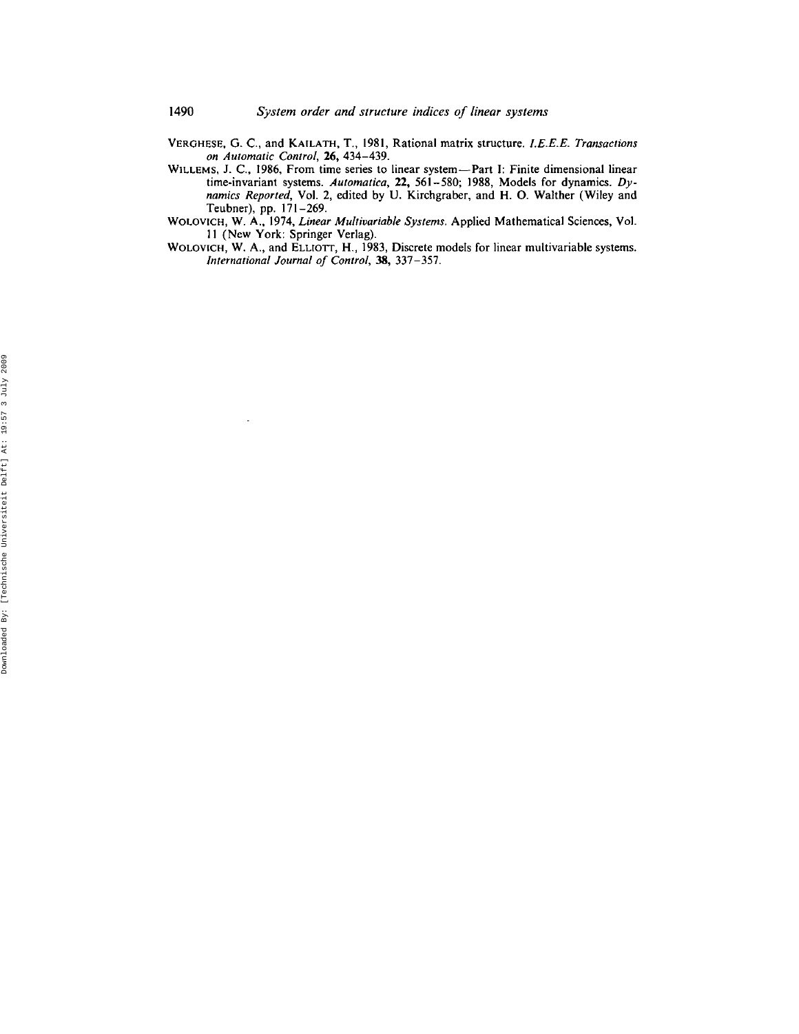VERGHESE, G. C., and KAILATH, T., 1981, Rational matrix structure. *I.E.E.E. Transactions on Automatic Control*, **26**, 434–439.

WILLEMS, J. C., 1986, From time series to linear system—Part I: Finite dimensional linear time-invariant systems. *Automatica*, **22**, 561–580; 1988, Models for dynamics. *Dynamics Reported*, Vol. 2, edited by U. Kirchgraber, and H. O. Walther (Wiley and Teubner), pp. 171–269.

WOLOVICH, W. A., 1974, *Linear Multivariable Systems*. Applied Mathematical Sciences, Vol. 11 (New York: Springer Verlag).

WOLOVICH, W. A., and ELLIOTT, H., 1983, Discrete models for linear multivariable systems. *International Journal of Control*, **38**, 337–357.